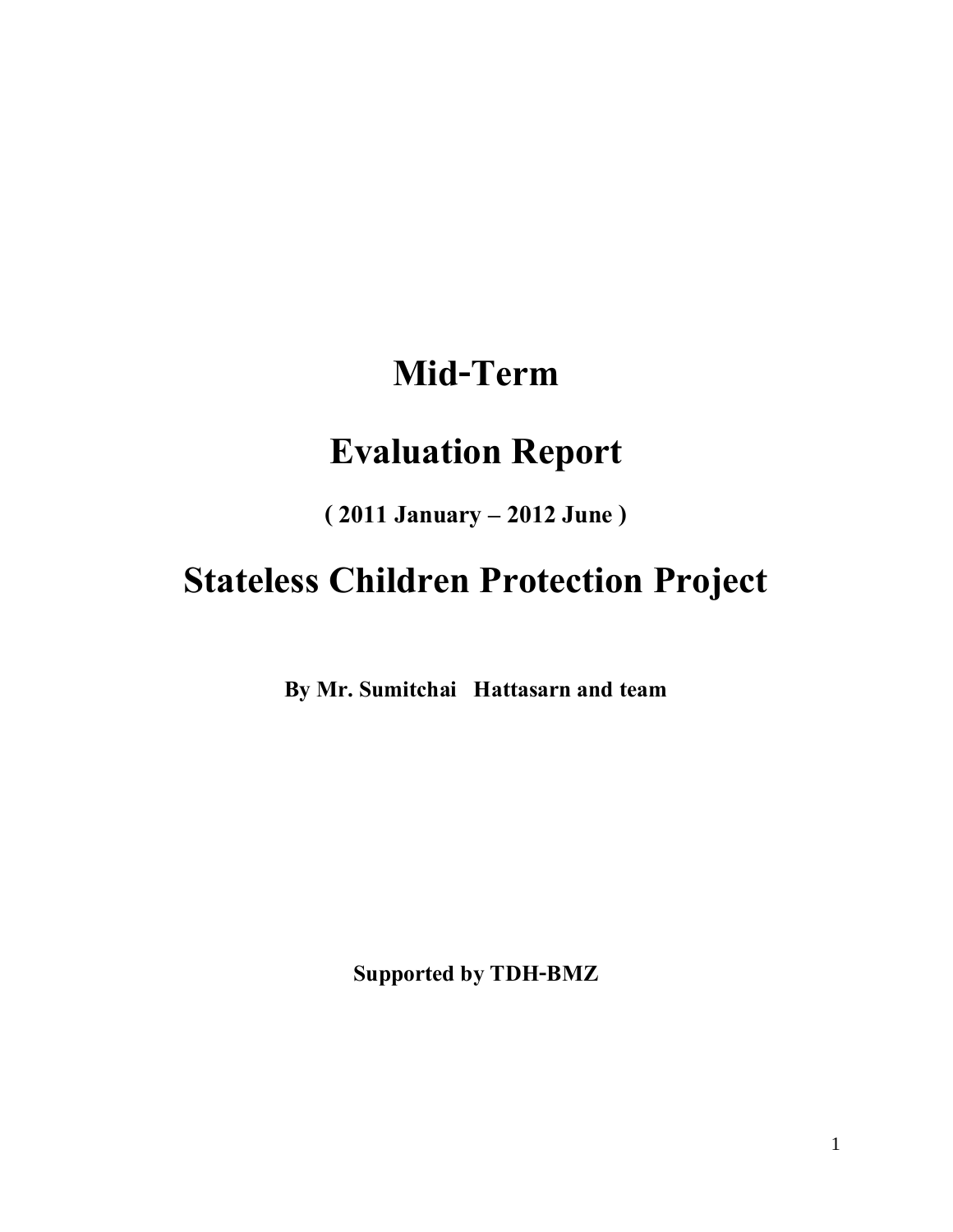# Mid-Term

# Evaluation Report

**( 2011 January – 2012 June )**

# Stateless Children Protection Project

**By Mr. Sumitchai Hattasarn and team**

**Supported by TDH-BMZ**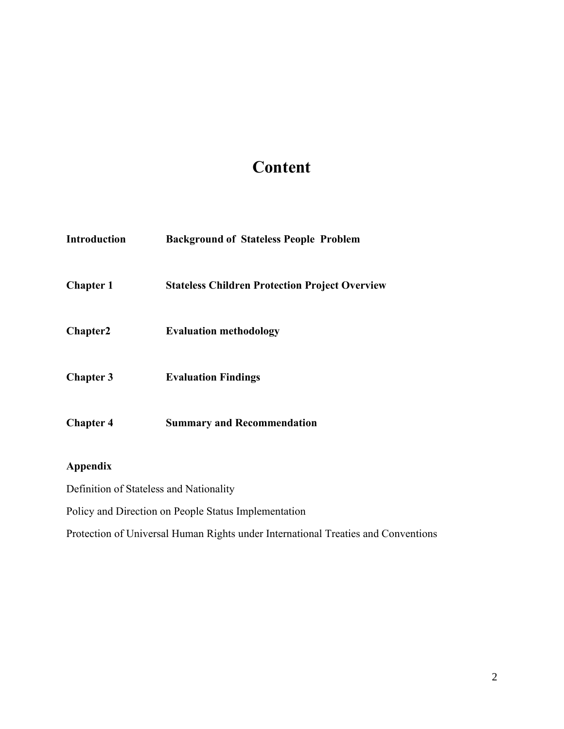# Content

**Introduction** **Background of Stateless People Problem**

**Chapter 1** **Stateless Children Protection Project Overview**

**Chapter2** **Evaluation methodology**

**Chapter 3** **Evaluation Findings**

**Chapter 4** **Summary and Recommendation**

**Appendix**

Definition of Stateless and Nationality

Policy and Direction on People Status Implementation

Protection of Universal Human Rights under International Treaties and Conventions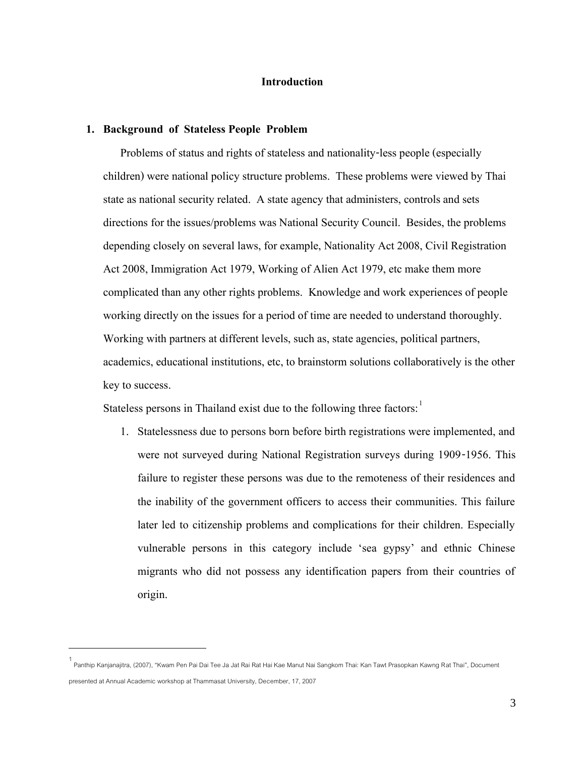# Introduction

## 1. Background of Stateless People Problem

Problems of status and rights of stateless and nationality-less people (especially children) were national policy structure problems. These problems were viewed by Thai state as national security related. A state agency that administers, controls and sets directions for the issues/problems was National Security Council. Besides, the problems depending closely on several laws, for example, Nationality Act 2008, Civil Registration Act 2008, Immigration Act 1979, Working of Alien Act 1979, etc make them more complicated than any other rights problems. Knowledge and work experiences of people working directly on the issues for a period of time are needed to understand thoroughly. Working with partners at different levels, such as, state agencies, political partners, academics, educational institutions, etc, to brainstorm solutions collaboratively is the other key to success.

Stateless persons in Thailand exist due to the following three factors:[1]

1. Statelessness due to persons born before birth registrations were implemented, and were not surveyed during National Registration surveys during 1909-1956. This failure to register these persons was due to the remoteness of their residences and the inability of the government officers to access their communities. This failure later led to citizenship problems and complications for their children. Especially vulnerable persons in this category include 'sea gypsy' and ethnic Chinese migrants who did not possess any identification papers from their countries of origin.

---

[1] Panthip Kanjanajitra, (2007), "Kwam Pen Pai Dai Tee Ja Jat Rai Rat Hai Kae Manut Nai Sangkom Thai: Kan Tawt Prasopkan Kawng Rat Thai", Document presented at Annual Academic workshop at Thammasat University, December, 17, 2007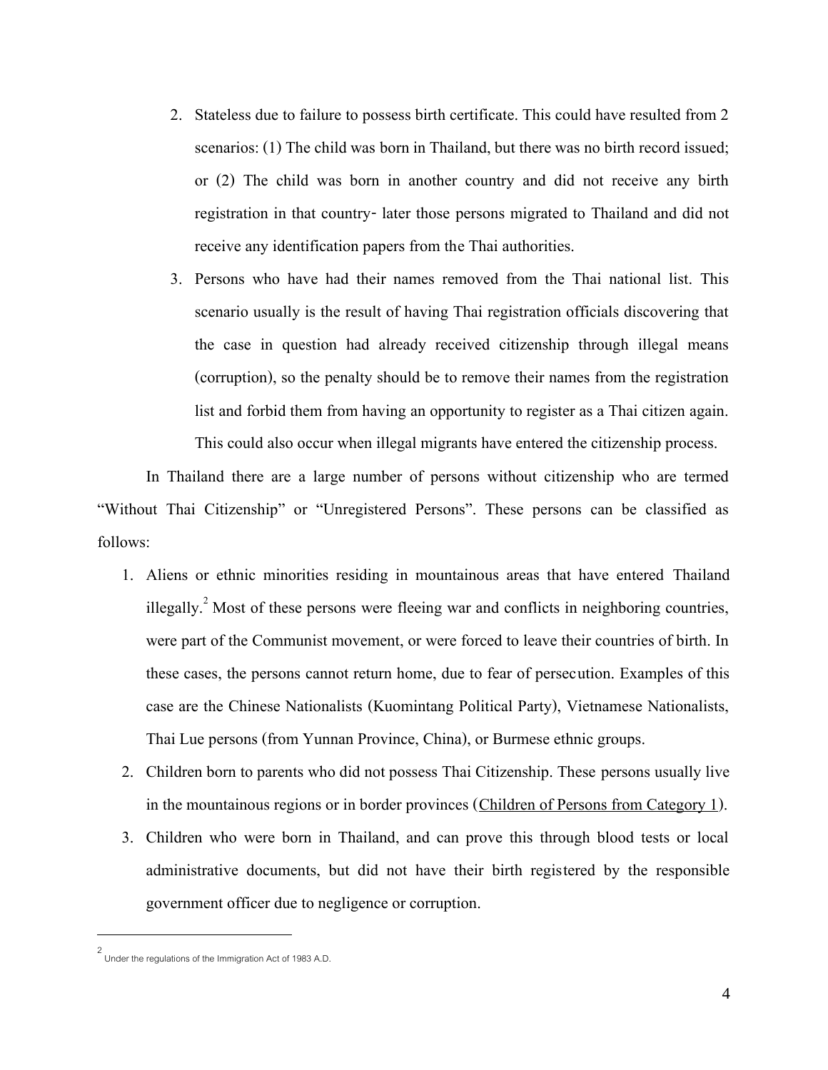2. Stateless due to failure to possess birth certificate. This could have resulted from 2 scenarios: (1) The child was born in Thailand, but there was no birth record issued; or (2) The child was born in another country and did not receive any birth registration in that country- later those persons migrated to Thailand and did not receive any identification papers from the Thai authorities.
3. Persons who have had their names removed from the Thai national list. This scenario usually is the result of having Thai registration officials discovering that the case in question had already received citizenship through illegal means (corruption), so the penalty should be to remove their names from the registration list and forbid them from having an opportunity to register as a Thai citizen again. This could also occur when illegal migrants have entered the citizenship process.

In Thailand there are a large number of persons without citizenship who are termed "Without Thai Citizenship" or "Unregistered Persons". These persons can be classified as follows:

1. Aliens or ethnic minorities residing in mountainous areas that have entered Thailand illegally.[2] Most of these persons were fleeing war and conflicts in neighboring countries, were part of the Communist movement, or were forced to leave their countries of birth. In these cases, the persons cannot return home, due to fear of persecution. Examples of this case are the Chinese Nationalists (Kuomintang Political Party), Vietnamese Nationalists, Thai Lue persons (from Yunnan Province, China), or Burmese ethnic groups.
2. Children born to parents who did not possess Thai Citizenship. These persons usually live in the mountainous regions or in border provinces (<u>Children of Persons from Category 1</u>).
3. Children who were born in Thailand, and can prove this through blood tests or local administrative documents, but did not have their birth registered by the responsible government officer due to negligence or corruption.

---

[2] Under the regulations of the Immigration Act of 1983 A.D.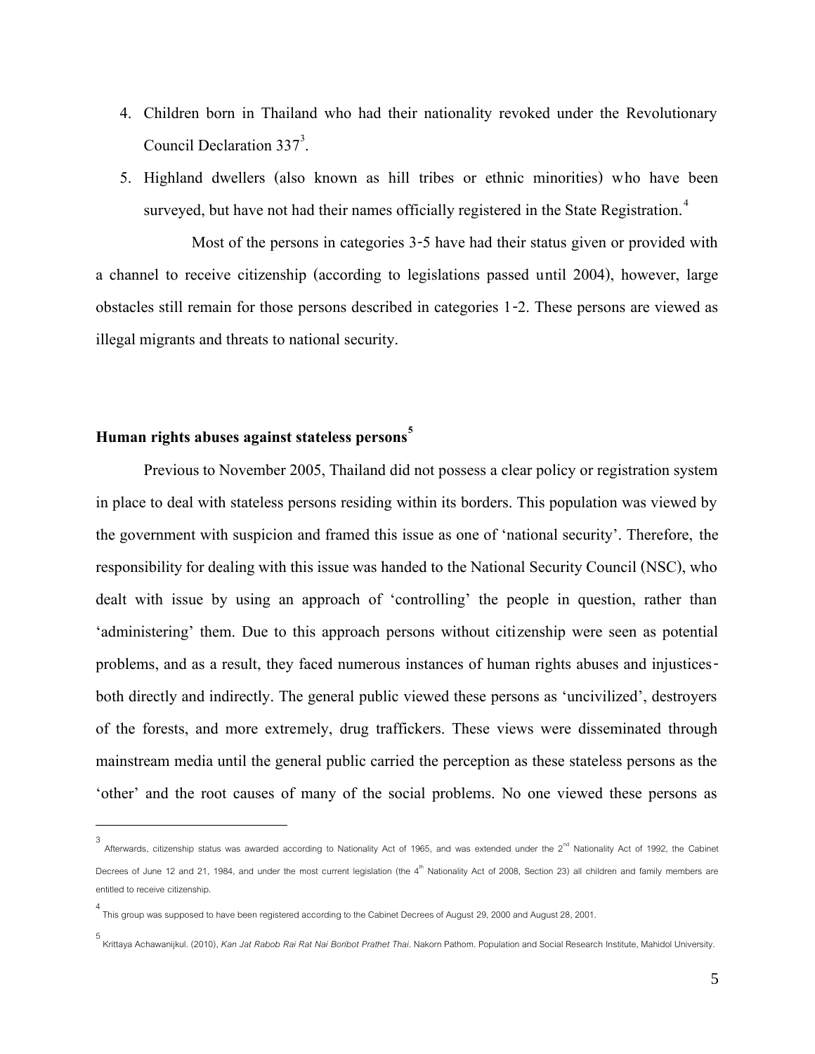4. Children born in Thailand who had their nationality revoked under the Revolutionary Council Declaration 337[3].
5. Highland dwellers (also known as hill tribes or ethnic minorities) who have been surveyed, but have not had their names officially registered in the State Registration.[4]

Most of the persons in categories 3-5 have had their status given or provided with a channel to receive citizenship (according to legislations passed until 2004), however, large obstacles still remain for those persons described in categories 1-2. These persons are viewed as illegal migrants and threats to national security.

## Human rights abuses against stateless persons[5]

Previous to November 2005, Thailand did not possess a clear policy or registration system in place to deal with stateless persons residing within its borders. This population was viewed by the government with suspicion and framed this issue as one of 'national security'. Therefore, the responsibility for dealing with this issue was handed to the National Security Council (NSC), who dealt with issue by using an approach of 'controlling' the people in question, rather than 'administering' them. Due to this approach persons without citizenship were seen as potential problems, and as a result, they faced numerous instances of human rights abuses and injustices-both directly and indirectly. The general public viewed these persons as 'uncivilized', destroyers of the forests, and more extremely, drug traffickers. These views were disseminated through mainstream media until the general public carried the perception as these stateless persons as the 'other' and the root causes of many of the social problems. No one viewed these persons as

---

[3] Afterwards, citizenship status was awarded according to Nationality Act of 1965, and was extended under the 2nd Nationality Act of 1992, the Cabinet Decrees of June 12 and 21, 1984, and under the most current legislation (the 4th Nationality Act of 2008, Section 23) all children and family members are entitled to receive citizenship.

[4] This group was supposed to have been registered according to the Cabinet Decrees of August 29, 2000 and August 28, 2001.

[5] Krittaya Achawanijkul. (2010), *Kan Jat Rabob Rai Rat Nai Boribot Prathet Thai*. Nakorn Pathom. Population and Social Research Institute, Mahidol University.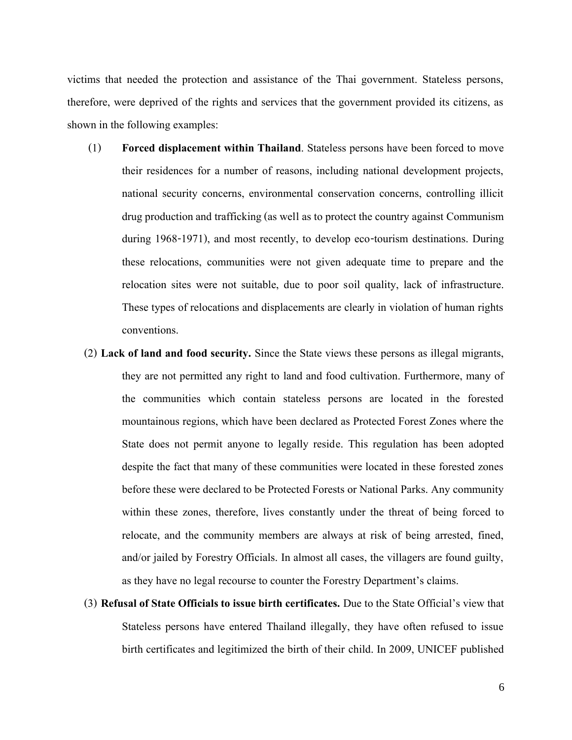victims that needed the protection and assistance of the Thai government. Stateless persons, therefore, were deprived of the rights and services that the government provided its citizens, as shown in the following examples:

(1) **Forced displacement within Thailand**. Stateless persons have been forced to move their residences for a number of reasons, including national development projects, national security concerns, environmental conservation concerns, controlling illicit drug production and trafficking (as well as to protect the country against Communism during 1968-1971), and most recently, to develop eco-tourism destinations. During these relocations, communities were not given adequate time to prepare and the relocation sites were not suitable, due to poor soil quality, lack of infrastructure. These types of relocations and displacements are clearly in violation of human rights conventions.

(2) **Lack of land and food security.** Since the State views these persons as illegal migrants, they are not permitted any right to land and food cultivation. Furthermore, many of the communities which contain stateless persons are located in the forested mountainous regions, which have been declared as Protected Forest Zones where the State does not permit anyone to legally reside. This regulation has been adopted despite the fact that many of these communities were located in these forested zones before these were declared to be Protected Forests or National Parks. Any community within these zones, therefore, lives constantly under the threat of being forced to relocate, and the community members are always at risk of being arrested, fined, and/or jailed by Forestry Officials. In almost all cases, the villagers are found guilty, as they have no legal recourse to counter the Forestry Department's claims.

(3) **Refusal of State Officials to issue birth certificates.** Due to the State Official's view that Stateless persons have entered Thailand illegally, they have often refused to issue birth certificates and legitimized the birth of their child. In 2009, UNICEF published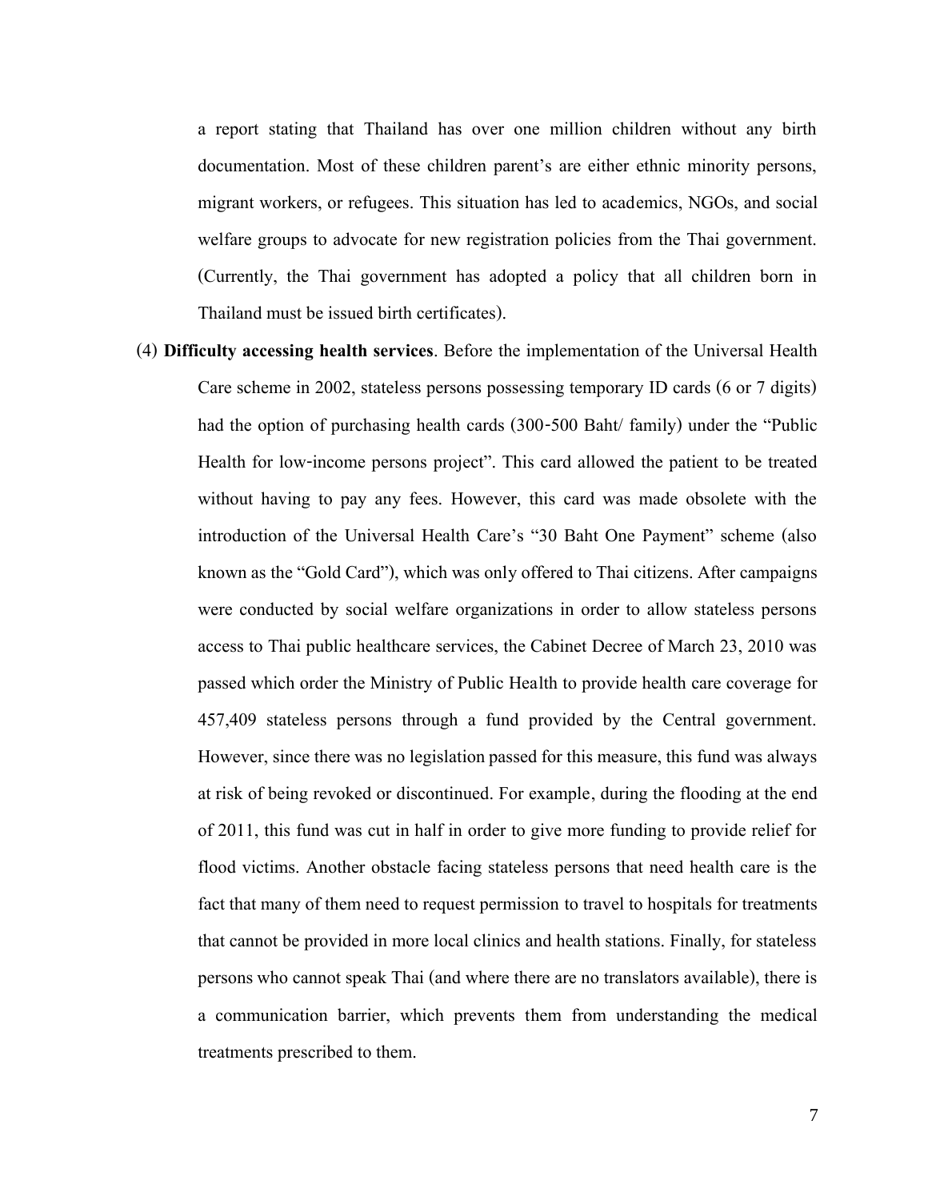a report stating that Thailand has over one million children without any birth documentation. Most of these children parent's are either ethnic minority persons, migrant workers, or refugees. This situation has led to academics, NGOs, and social welfare groups to advocate for new registration policies from the Thai government. (Currently, the Thai government has adopted a policy that all children born in Thailand must be issued birth certificates).

(4) **Difficulty accessing health services**. Before the implementation of the Universal Health Care scheme in 2002, stateless persons possessing temporary ID cards (6 or 7 digits) had the option of purchasing health cards (300-500 Baht/ family) under the "Public Health for low-income persons project". This card allowed the patient to be treated without having to pay any fees. However, this card was made obsolete with the introduction of the Universal Health Care's "30 Baht One Payment" scheme (also known as the "Gold Card"), which was only offered to Thai citizens. After campaigns were conducted by social welfare organizations in order to allow stateless persons access to Thai public healthcare services, the Cabinet Decree of March 23, 2010 was passed which order the Ministry of Public Health to provide health care coverage for 457,409 stateless persons through a fund provided by the Central government. However, since there was no legislation passed for this measure, this fund was always at risk of being revoked or discontinued. For example, during the flooding at the end of 2011, this fund was cut in half in order to give more funding to provide relief for flood victims. Another obstacle facing stateless persons that need health care is the fact that many of them need to request permission to travel to hospitals for treatments that cannot be provided in more local clinics and health stations. Finally, for stateless persons who cannot speak Thai (and where there are no translators available), there is a communication barrier, which prevents them from understanding the medical treatments prescribed to them.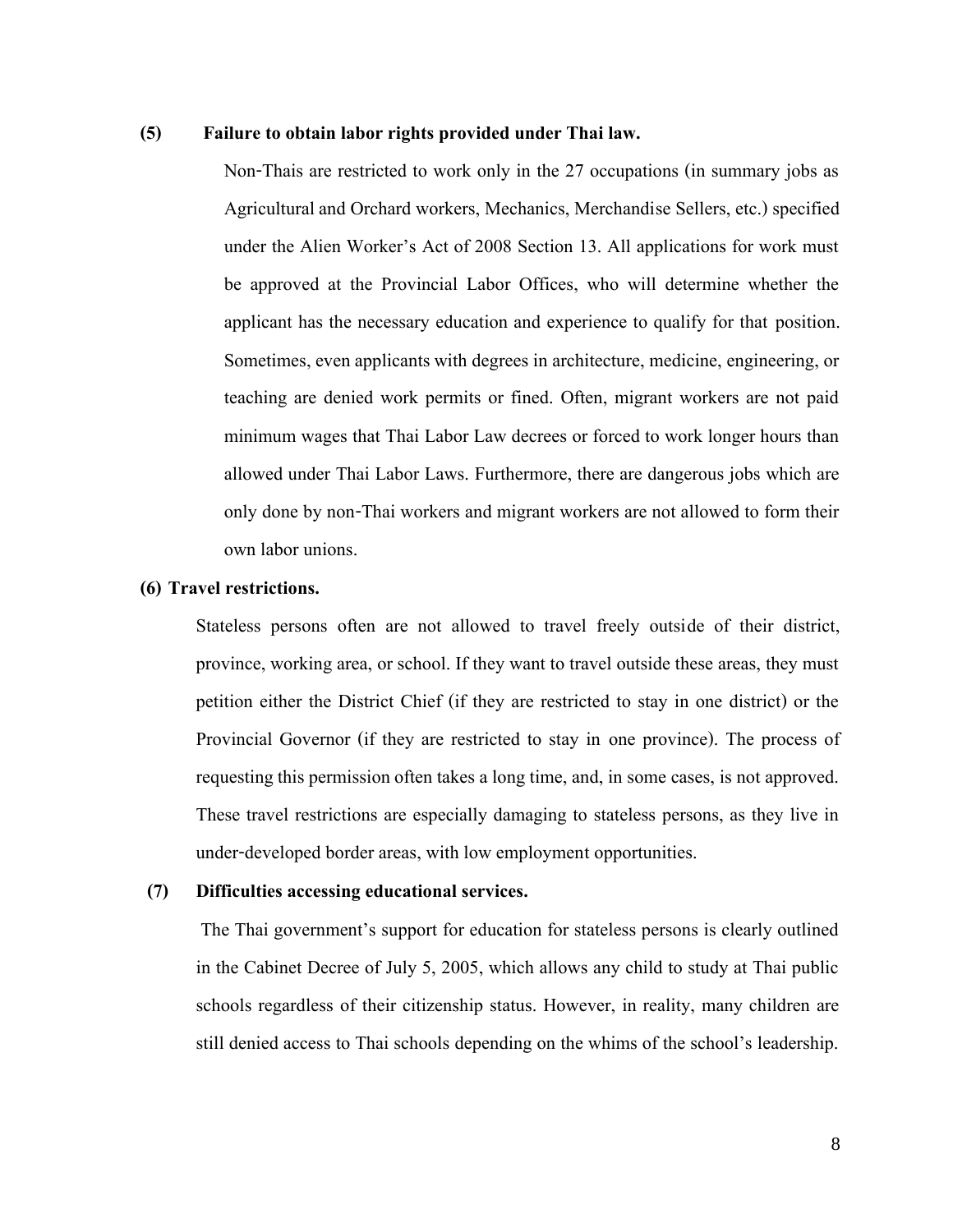**(5) Failure to obtain labor rights provided under Thai law.**

Non-Thais are restricted to work only in the 27 occupations (in summary jobs as Agricultural and Orchard workers, Mechanics, Merchandise Sellers, etc.) specified under the Alien Worker's Act of 2008 Section 13. All applications for work must be approved at the Provincial Labor Offices, who will determine whether the applicant has the necessary education and experience to qualify for that position. Sometimes, even applicants with degrees in architecture, medicine, engineering, or teaching are denied work permits or fined. Often, migrant workers are not paid minimum wages that Thai Labor Law decrees or forced to work longer hours than allowed under Thai Labor Laws. Furthermore, there are dangerous jobs which are only done by non-Thai workers and migrant workers are not allowed to form their own labor unions.

**(6) Travel restrictions.**

Stateless persons often are not allowed to travel freely outside of their district, province, working area, or school. If they want to travel outside these areas, they must petition either the District Chief (if they are restricted to stay in one district) or the Provincial Governor (if they are restricted to stay in one province). The process of requesting this permission often takes a long time, and, in some cases, is not approved. These travel restrictions are especially damaging to stateless persons, as they live in under-developed border areas, with low employment opportunities.

**(7) Difficulties accessing educational services.**

The Thai government's support for education for stateless persons is clearly outlined in the Cabinet Decree of July 5, 2005, which allows any child to study at Thai public schools regardless of their citizenship status. However, in reality, many children are still denied access to Thai schools depending on the whims of the school's leadership.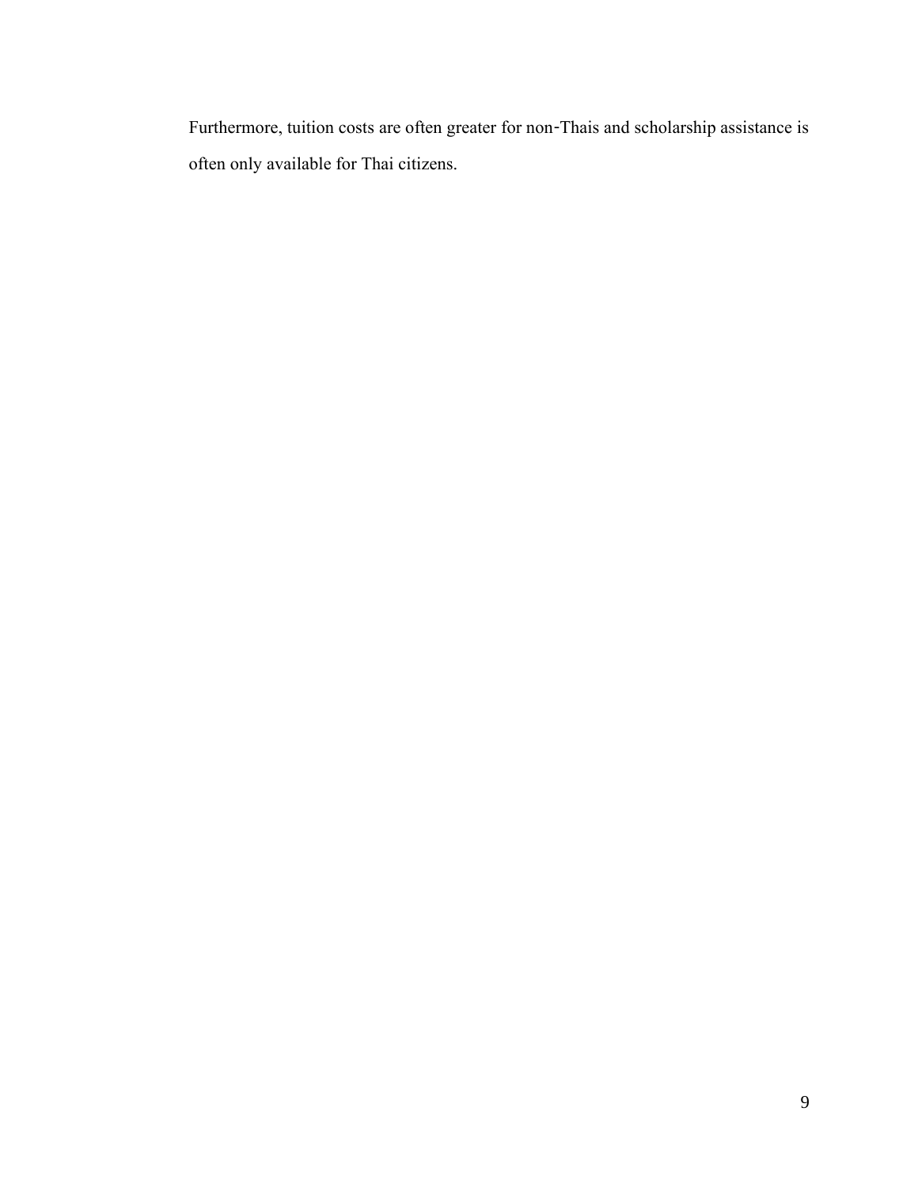Furthermore, tuition costs are often greater for non-Thais and scholarship assistance is often only available for Thai citizens.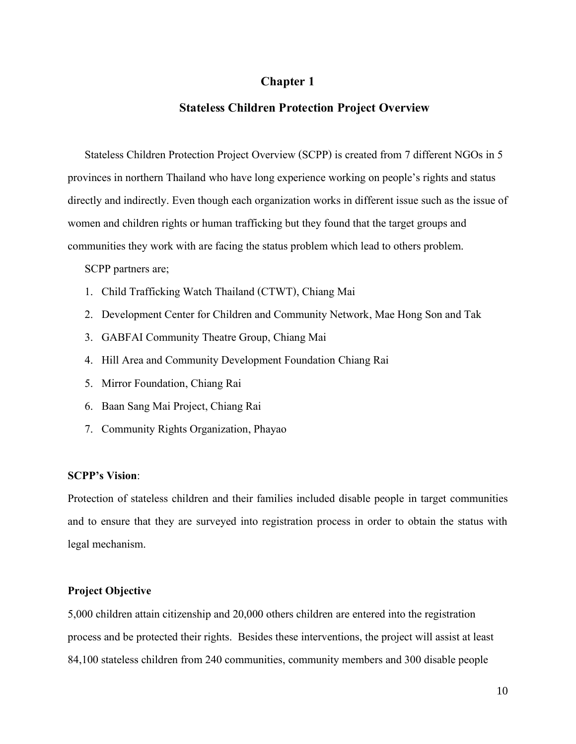# Chapter 1

## Stateless Children Protection Project Overview

Stateless Children Protection Project Overview (SCPP) is created from 7 different NGOs in 5 provinces in northern Thailand who have long experience working on people's rights and status directly and indirectly. Even though each organization works in different issue such as the issue of women and children rights or human trafficking but they found that the target groups and communities they work with are facing the status problem which lead to others problem.

SCPP partners are;

1. Child Trafficking Watch Thailand (CTWT), Chiang Mai
2. Development Center for Children and Community Network, Mae Hong Son and Tak
3. GABFAI Community Theatre Group, Chiang Mai
4. Hill Area and Community Development Foundation Chiang Rai
5. Mirror Foundation, Chiang Rai
6. Baan Sang Mai Project, Chiang Rai
7. Community Rights Organization, Phayao

**SCPP's Vision**:

Protection of stateless children and their families included disable people in target communities and to ensure that they are surveyed into registration process in order to obtain the status with legal mechanism.

**Project Objective**

5,000 children attain citizenship and 20,000 others children are entered into the registration process and be protected their rights. Besides these interventions, the project will assist at least 84,100 stateless children from 240 communities, community members and 300 disable people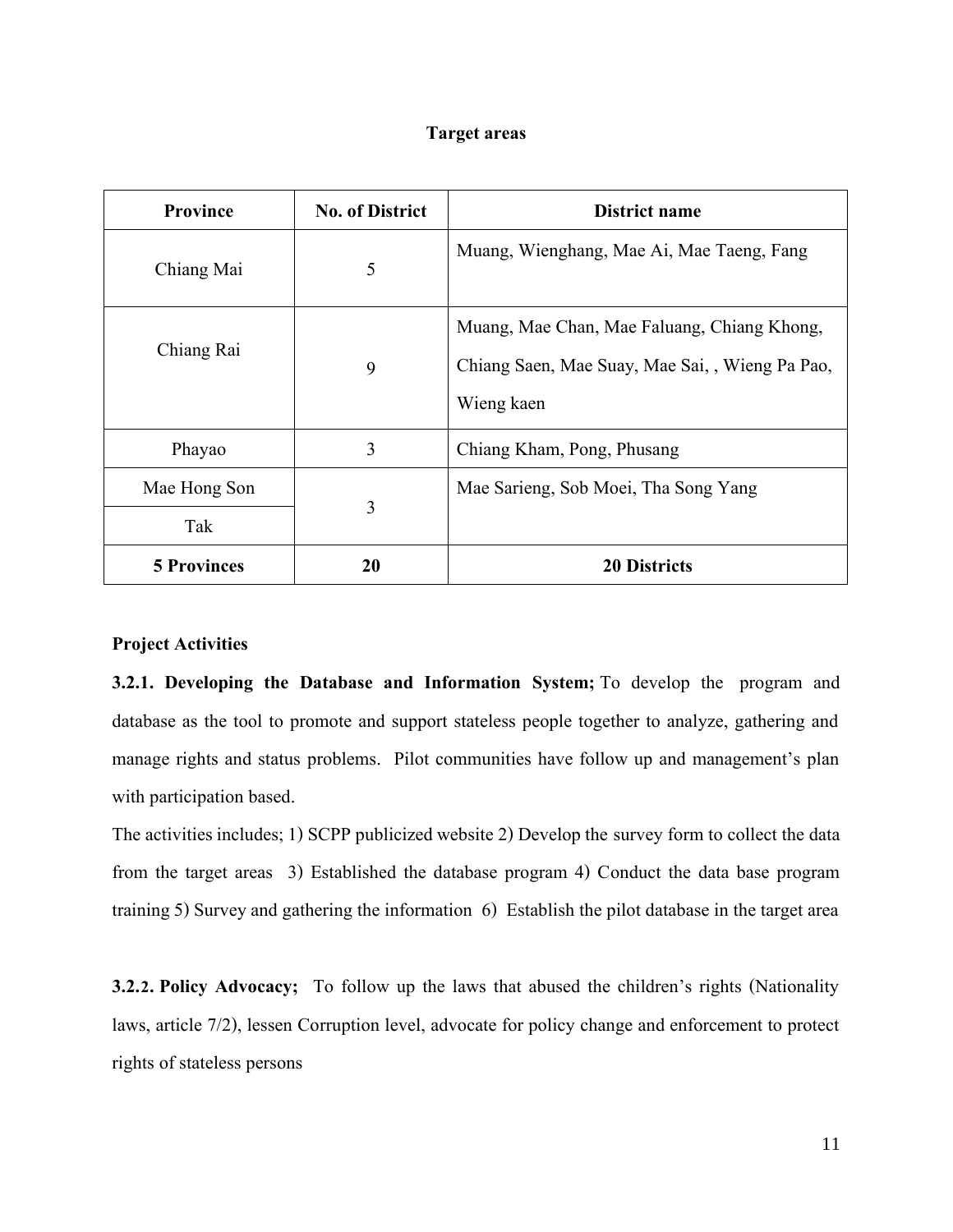**Target areas**

| Province | No. of District | District name |
|---|---|---|
| Chiang Mai | 5 | Muang, Wienghang, Mae Ai, Mae Taeng, Fang |
| Chiang Rai | 9 | Muang, Mae Chan, Mae Faluang, Chiang Khong, Chiang Saen, Mae Suay, Mae Sai, , Wieng Pa Pao, Wieng kaen |
| Phayao | 3 | Chiang Kham, Pong, Phusang |
| Mae Hong Son | 3 | Mae Sarieng, Sob Moei, Tha Song Yang |
| Tak | | |
| **5 Provinces** | **20** | **20 Districts** |

**Project Activities**

**3.2.1. Developing the Database and Information System;** To develop the program and database as the tool to promote and support stateless people together to analyze, gathering and manage rights and status problems. Pilot communities have follow up and management's plan with participation based.

The activities includes; 1) SCPP publicized website 2) Develop the survey form to collect the data from the target areas 3) Established the database program 4) Conduct the data base program training 5) Survey and gathering the information 6) Establish the pilot database in the target area

**3.2.2. Policy Advocacy;** To follow up the laws that abused the children's rights (Nationality laws, article 7/2), lessen Corruption level, advocate for policy change and enforcement to protect rights of stateless persons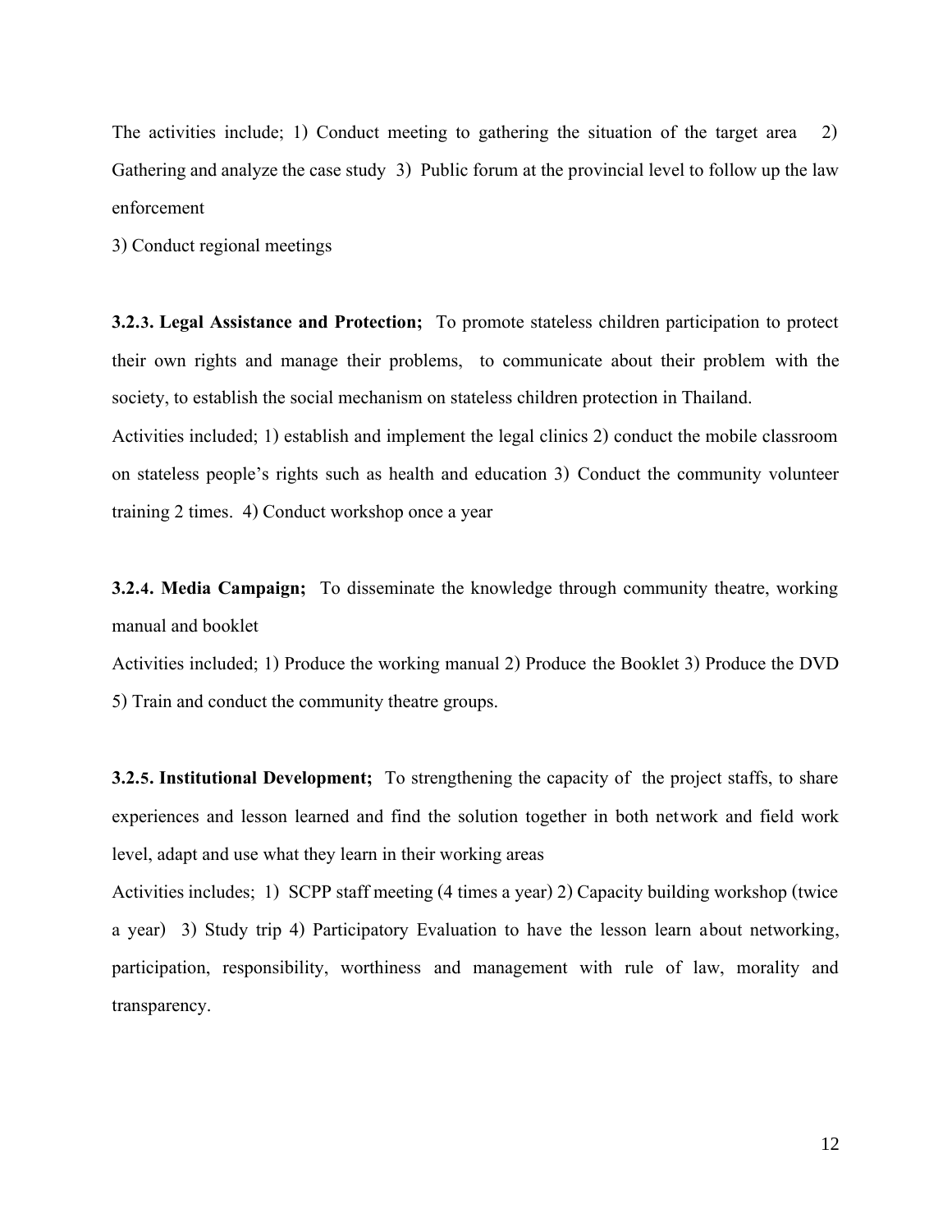The activities include; 1) Conduct meeting to gathering the situation of the target area 2) Gathering and analyze the case study 3) Public forum at the provincial level to follow up the law enforcement

3) Conduct regional meetings

**3.2.3. Legal Assistance and Protection;** To promote stateless children participation to protect their own rights and manage their problems, to communicate about their problem with the society, to establish the social mechanism on stateless children protection in Thailand.

Activities included; 1) establish and implement the legal clinics 2) conduct the mobile classroom on stateless people's rights such as health and education 3) Conduct the community volunteer training 2 times. 4) Conduct workshop once a year

**3.2.4. Media Campaign;** To disseminate the knowledge through community theatre, working manual and booklet

Activities included; 1) Produce the working manual 2) Produce the Booklet 3) Produce the DVD 5) Train and conduct the community theatre groups.

**3.2.5. Institutional Development;** To strengthening the capacity of the project staffs, to share experiences and lesson learned and find the solution together in both network and field work level, adapt and use what they learn in their working areas

Activities includes; 1) SCPP staff meeting (4 times a year) 2) Capacity building workshop (twice a year) 3) Study trip 4) Participatory Evaluation to have the lesson learn about networking, participation, responsibility, worthiness and management with rule of law, morality and transparency.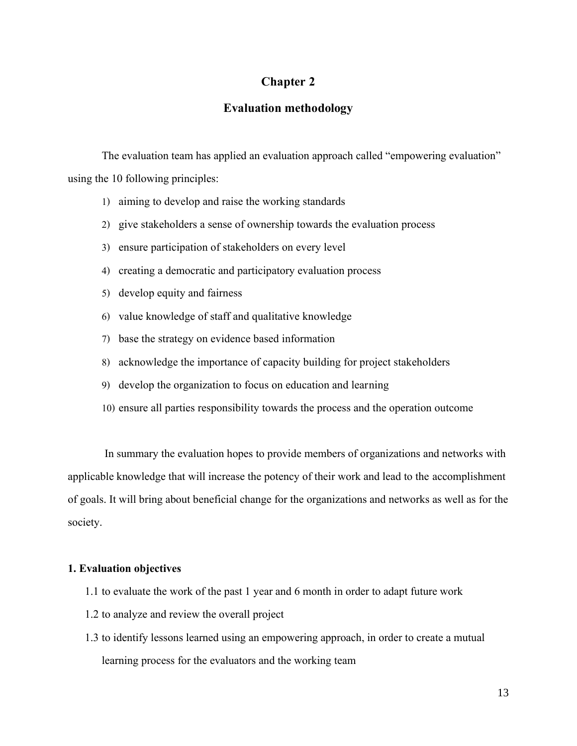# Chapter 2

## Evaluation methodology

The evaluation team has applied an evaluation approach called "empowering evaluation" using the 10 following principles:

1) aiming to develop and raise the working standards
2) give stakeholders a sense of ownership towards the evaluation process
3) ensure participation of stakeholders on every level
4) creating a democratic and participatory evaluation process
5) develop equity and fairness
6) value knowledge of staff and qualitative knowledge
7) base the strategy on evidence based information
8) acknowledge the importance of capacity building for project stakeholders
9) develop the organization to focus on education and learning
10) ensure all parties responsibility towards the process and the operation outcome

In summary the evaluation hopes to provide members of organizations and networks with applicable knowledge that will increase the potency of their work and lead to the accomplishment of goals. It will bring about beneficial change for the organizations and networks as well as for the society.

**1. Evaluation objectives**

1.1 to evaluate the work of the past 1 year and 6 month in order to adapt future work

1.2 to analyze and review the overall project

1.3 to identify lessons learned using an empowering approach, in order to create a mutual learning process for the evaluators and the working team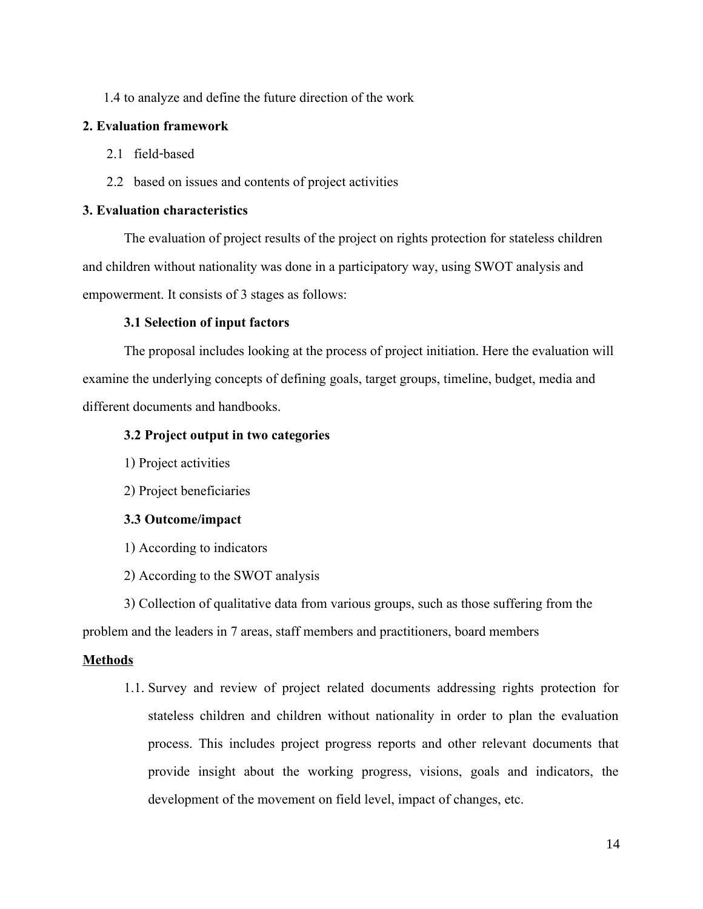1.4 to analyze and define the future direction of the work

**2. Evaluation framework**

2.1 field-based

2.2 based on issues and contents of project activities

**3. Evaluation characteristics**

The evaluation of project results of the project on rights protection for stateless children and children without nationality was done in a participatory way, using SWOT analysis and empowerment. It consists of 3 stages as follows:

**3.1 Selection of input factors**

The proposal includes looking at the process of project initiation. Here the evaluation will examine the underlying concepts of defining goals, target groups, timeline, budget, media and different documents and handbooks.

**3.2 Project output in two categories**

1) Project activities

2) Project beneficiaries

**3.3 Outcome/impact**

1) According to indicators

2) According to the SWOT analysis

3) Collection of qualitative data from various groups, such as those suffering from the problem and the leaders in 7 areas, staff members and practitioners, board members

**Methods**

1.1. Survey and review of project related documents addressing rights protection for stateless children and children without nationality in order to plan the evaluation process. This includes project progress reports and other relevant documents that provide insight about the working progress, visions, goals and indicators, the development of the movement on field level, impact of changes, etc.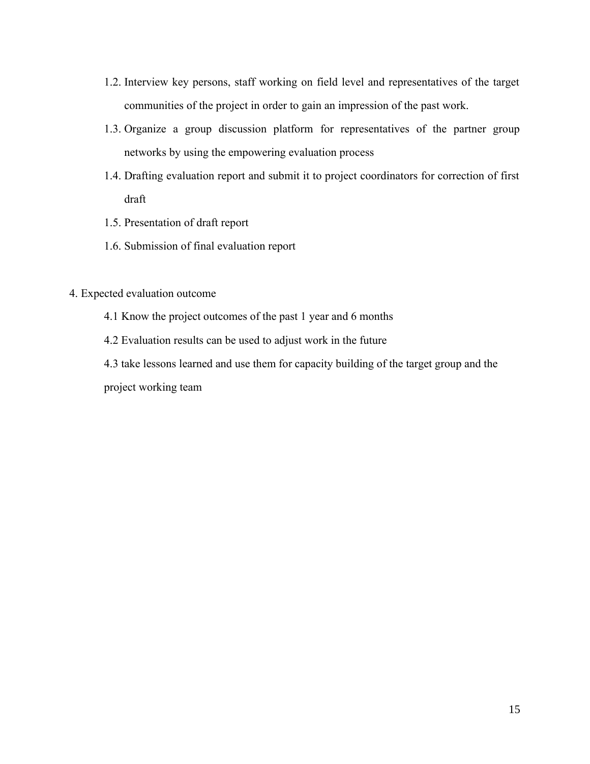1.2. Interview key persons, staff working on field level and representatives of the target communities of the project in order to gain an impression of the past work.

1.3. Organize a group discussion platform for representatives of the partner group networks by using the empowering evaluation process

1.4. Drafting evaluation report and submit it to project coordinators for correction of first draft

1.5. Presentation of draft report

1.6. Submission of final evaluation report

4. Expected evaluation outcome

4.1 Know the project outcomes of the past 1 year and 6 months

4.2 Evaluation results can be used to adjust work in the future

4.3 take lessons learned and use them for capacity building of the target group and the project working team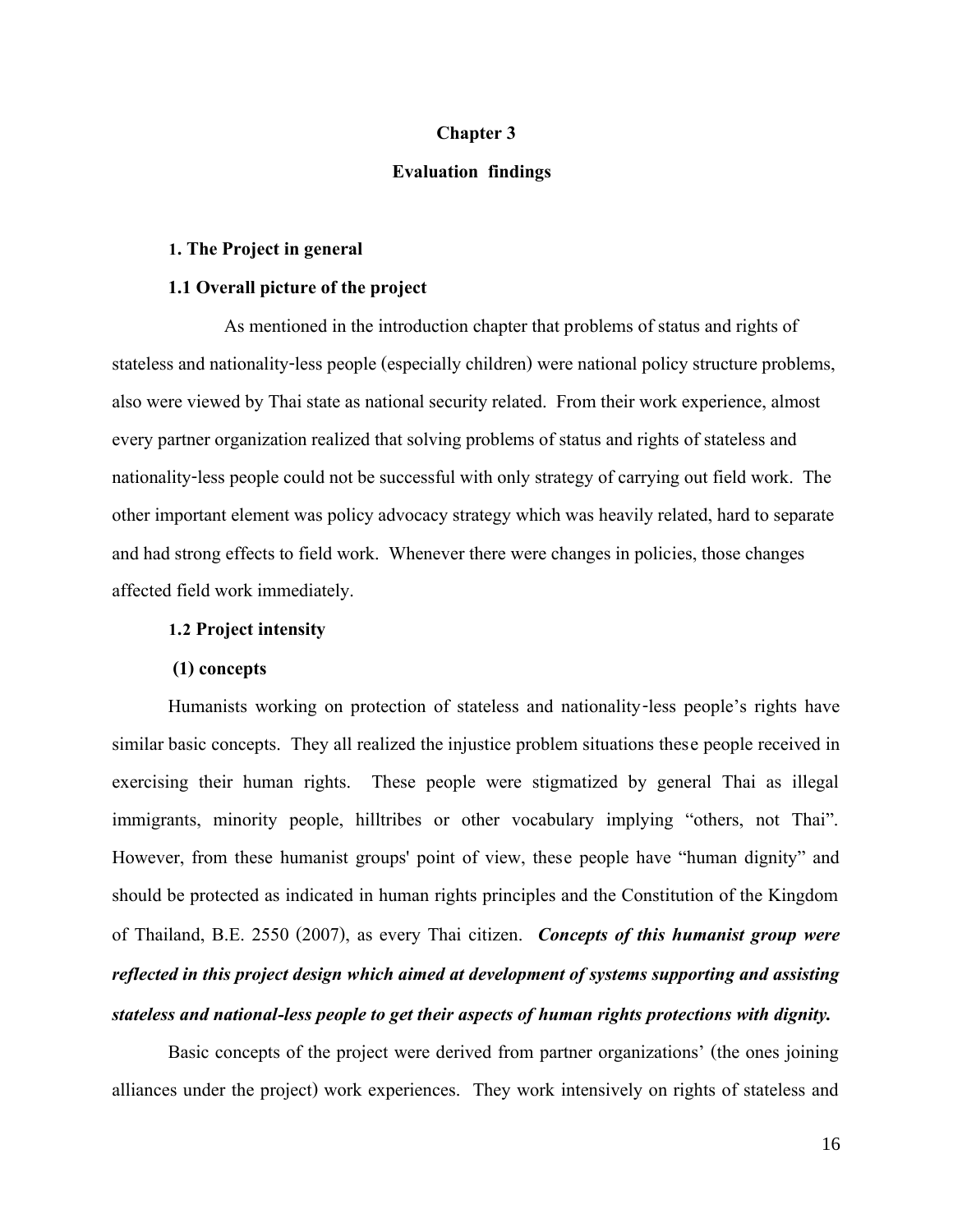# Chapter 3

# Evaluation findings

## 1. The Project in general

### 1.1 Overall picture of the project

As mentioned in the introduction chapter that problems of status and rights of stateless and nationality-less people (especially children) were national policy structure problems, also were viewed by Thai state as national security related. From their work experience, almost every partner organization realized that solving problems of status and rights of stateless and nationality-less people could not be successful with only strategy of carrying out field work. The other important element was policy advocacy strategy which was heavily related, hard to separate and had strong effects to field work. Whenever there were changes in policies, those changes affected field work immediately.

### 1.2 Project intensity

#### (1) concepts

Humanists working on protection of stateless and nationality-less people's rights have similar basic concepts. They all realized the injustice problem situations these people received in exercising their human rights. These people were stigmatized by general Thai as illegal immigrants, minority people, hilltribes or other vocabulary implying "others, not Thai". However, from these humanist groups' point of view, these people have "human dignity" and should be protected as indicated in human rights principles and the Constitution of the Kingdom of Thailand, B.E. 2550 (2007), as every Thai citizen. ***Concepts of this humanist group were reflected in this project design which aimed at development of systems supporting and assisting stateless and national-less people to get their aspects of human rights protections with dignity.***

Basic concepts of the project were derived from partner organizations' (the ones joining alliances under the project) work experiences. They work intensively on rights of stateless and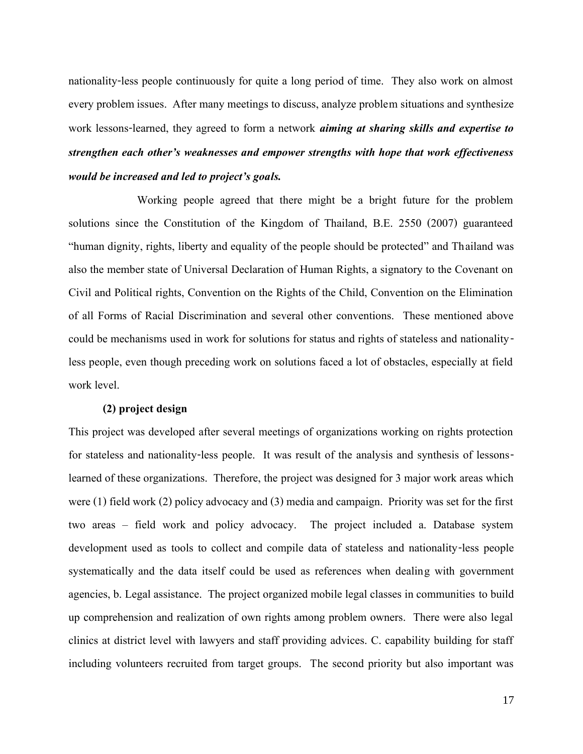nationality-less people continuously for quite a long period of time. They also work on almost every problem issues. After many meetings to discuss, analyze problem situations and synthesize work lessons-learned, they agreed to form a network ***aiming at sharing skills and expertise to strengthen each other's weaknesses and empower strengths with hope that work effectiveness would be increased and led to project's goals.***

Working people agreed that there might be a bright future for the problem solutions since the Constitution of the Kingdom of Thailand, B.E. 2550 (2007) guaranteed "human dignity, rights, liberty and equality of the people should be protected" and Thailand was also the member state of Universal Declaration of Human Rights, a signatory to the Covenant on Civil and Political rights, Convention on the Rights of the Child, Convention on the Elimination of all Forms of Racial Discrimination and several other conventions. These mentioned above could be mechanisms used in work for solutions for status and rights of stateless and nationality-less people, even though preceding work on solutions faced a lot of obstacles, especially at field work level.

**(2) project design**

This project was developed after several meetings of organizations working on rights protection for stateless and nationality-less people. It was result of the analysis and synthesis of lessons-learned of these organizations. Therefore, the project was designed for 3 major work areas which were (1) field work (2) policy advocacy and (3) media and campaign. Priority was set for the first two areas – field work and policy advocacy. The project included a. Database system development used as tools to collect and compile data of stateless and nationality-less people systematically and the data itself could be used as references when dealing with government agencies, b. Legal assistance. The project organized mobile legal classes in communities to build up comprehension and realization of own rights among problem owners. There were also legal clinics at district level with lawyers and staff providing advices. C. capability building for staff including volunteers recruited from target groups. The second priority but also important was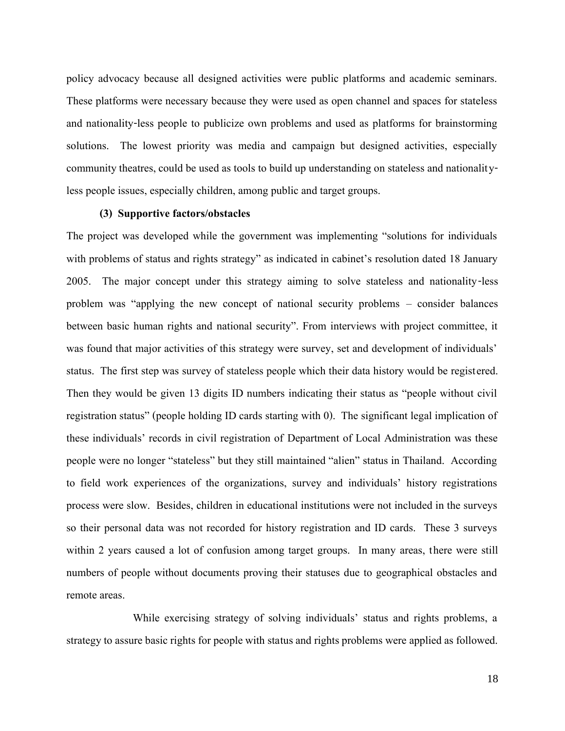policy advocacy because all designed activities were public platforms and academic seminars. These platforms were necessary because they were used as open channel and spaces for stateless and nationality-less people to publicize own problems and used as platforms for brainstorming solutions. The lowest priority was media and campaign but designed activities, especially community theatres, could be used as tools to build up understanding on stateless and nationality-less people issues, especially children, among public and target groups.

**(3) Supportive factors/obstacles**

The project was developed while the government was implementing "solutions for individuals with problems of status and rights strategy" as indicated in cabinet's resolution dated 18 January 2005. The major concept under this strategy aiming to solve stateless and nationality-less problem was "applying the new concept of national security problems – consider balances between basic human rights and national security". From interviews with project committee, it was found that major activities of this strategy were survey, set and development of individuals' status. The first step was survey of stateless people which their data history would be registered. Then they would be given 13 digits ID numbers indicating their status as "people without civil registration status" (people holding ID cards starting with 0). The significant legal implication of these individuals' records in civil registration of Department of Local Administration was these people were no longer "stateless" but they still maintained "alien" status in Thailand. According to field work experiences of the organizations, survey and individuals' history registrations process were slow. Besides, children in educational institutions were not included in the surveys so their personal data was not recorded for history registration and ID cards. These 3 surveys within 2 years caused a lot of confusion among target groups. In many areas, there were still numbers of people without documents proving their statuses due to geographical obstacles and remote areas.

While exercising strategy of solving individuals' status and rights problems, a strategy to assure basic rights for people with status and rights problems were applied as followed.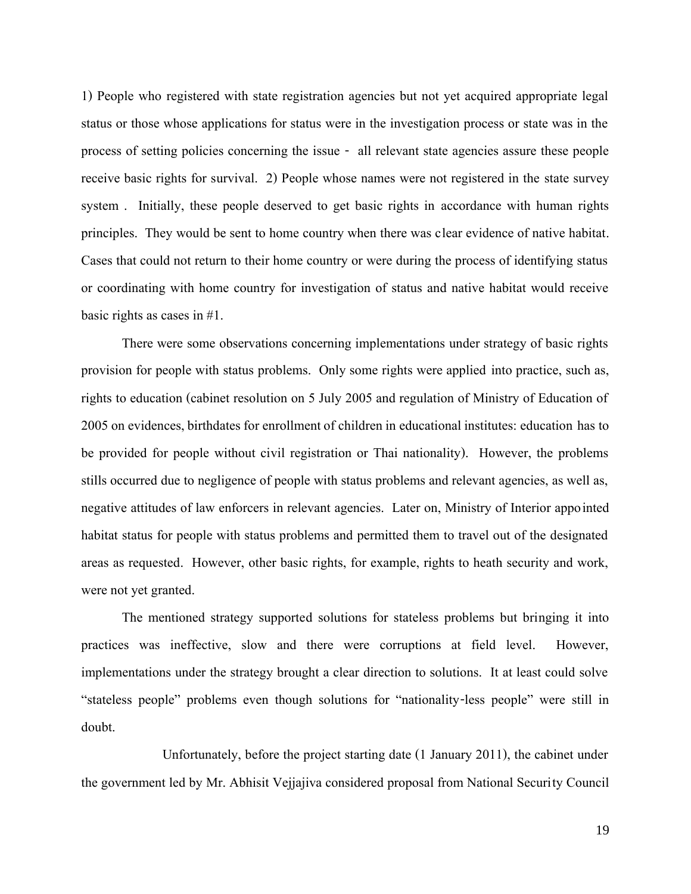1) People who registered with state registration agencies but not yet acquired appropriate legal status or those whose applications for status were in the investigation process or state was in the process of setting policies concerning the issue - all relevant state agencies assure these people receive basic rights for survival. 2) People whose names were not registered in the state survey system . Initially, these people deserved to get basic rights in accordance with human rights principles. They would be sent to home country when there was clear evidence of native habitat. Cases that could not return to their home country or were during the process of identifying status or coordinating with home country for investigation of status and native habitat would receive basic rights as cases in #1.

There were some observations concerning implementations under strategy of basic rights provision for people with status problems. Only some rights were applied into practice, such as, rights to education (cabinet resolution on 5 July 2005 and regulation of Ministry of Education of 2005 on evidences, birthdates for enrollment of children in educational institutes: education has to be provided for people without civil registration or Thai nationality). However, the problems stills occurred due to negligence of people with status problems and relevant agencies, as well as, negative attitudes of law enforcers in relevant agencies. Later on, Ministry of Interior appointed habitat status for people with status problems and permitted them to travel out of the designated areas as requested. However, other basic rights, for example, rights to heath security and work, were not yet granted.

The mentioned strategy supported solutions for stateless problems but bringing it into practices was ineffective, slow and there were corruptions at field level. However, implementations under the strategy brought a clear direction to solutions. It at least could solve "stateless people" problems even though solutions for "nationality-less people" were still in doubt.

Unfortunately, before the project starting date (1 January 2011), the cabinet under the government led by Mr. Abhisit Vejjajiva considered proposal from National Security Council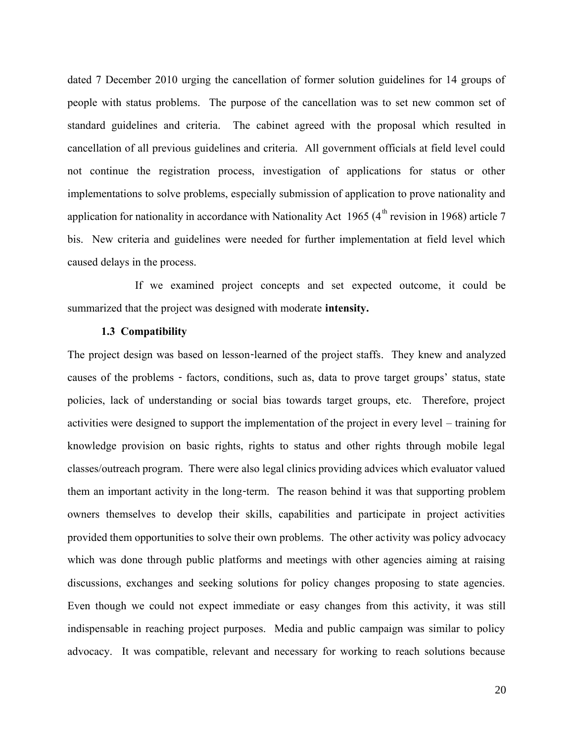dated 7 December 2010 urging the cancellation of former solution guidelines for 14 groups of people with status problems. The purpose of the cancellation was to set new common set of standard guidelines and criteria. The cabinet agreed with the proposal which resulted in cancellation of all previous guidelines and criteria. All government officials at field level could not continue the registration process, investigation of applications for status or other implementations to solve problems, especially submission of application to prove nationality and application for nationality in accordance with Nationality Act 1965 (4th revision in 1968) article 7 bis. New criteria and guidelines were needed for further implementation at field level which caused delays in the process.

If we examined project concepts and set expected outcome, it could be summarized that the project was designed with moderate **intensity.**

### 1.3 Compatibility

The project design was based on lesson-learned of the project staffs. They knew and analyzed causes of the problems - factors, conditions, such as, data to prove target groups' status, state policies, lack of understanding or social bias towards target groups, etc. Therefore, project activities were designed to support the implementation of the project in every level – training for knowledge provision on basic rights, rights to status and other rights through mobile legal classes/outreach program. There were also legal clinics providing advices which evaluator valued them an important activity in the long-term. The reason behind it was that supporting problem owners themselves to develop their skills, capabilities and participate in project activities provided them opportunities to solve their own problems. The other activity was policy advocacy which was done through public platforms and meetings with other agencies aiming at raising discussions, exchanges and seeking solutions for policy changes proposing to state agencies. Even though we could not expect immediate or easy changes from this activity, it was still indispensable in reaching project purposes. Media and public campaign was similar to policy advocacy. It was compatible, relevant and necessary for working to reach solutions because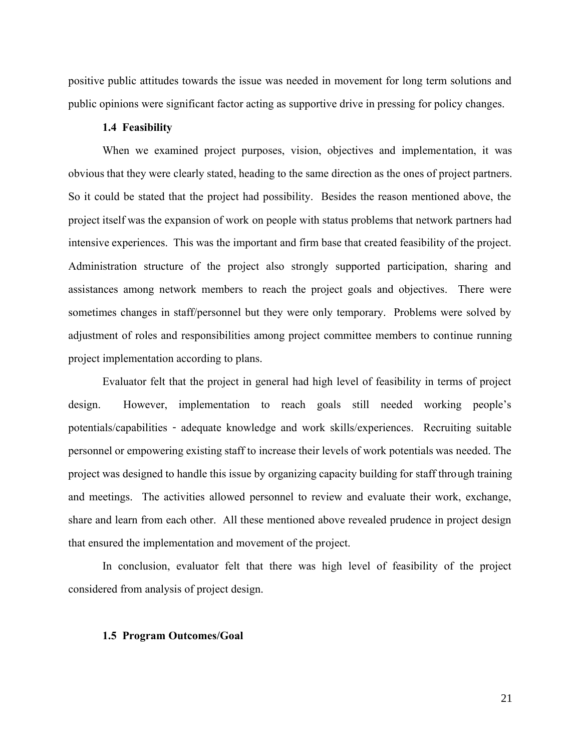positive public attitudes towards the issue was needed in movement for long term solutions and public opinions were significant factor acting as supportive drive in pressing for policy changes.

### 1.4 Feasibility

When we examined project purposes, vision, objectives and implementation, it was obvious that they were clearly stated, heading to the same direction as the ones of project partners. So it could be stated that the project had possibility. Besides the reason mentioned above, the project itself was the expansion of work on people with status problems that network partners had intensive experiences. This was the important and firm base that created feasibility of the project. Administration structure of the project also strongly supported participation, sharing and assistances among network members to reach the project goals and objectives. There were sometimes changes in staff/personnel but they were only temporary. Problems were solved by adjustment of roles and responsibilities among project committee members to continue running project implementation according to plans.

Evaluator felt that the project in general had high level of feasibility in terms of project design. However, implementation to reach goals still needed working people's potentials/capabilities - adequate knowledge and work skills/experiences. Recruiting suitable personnel or empowering existing staff to increase their levels of work potentials was needed. The project was designed to handle this issue by organizing capacity building for staff through training and meetings. The activities allowed personnel to review and evaluate their work, exchange, share and learn from each other. All these mentioned above revealed prudence in project design that ensured the implementation and movement of the project.

In conclusion, evaluator felt that there was high level of feasibility of the project considered from analysis of project design.

### 1.5 Program Outcomes/Goal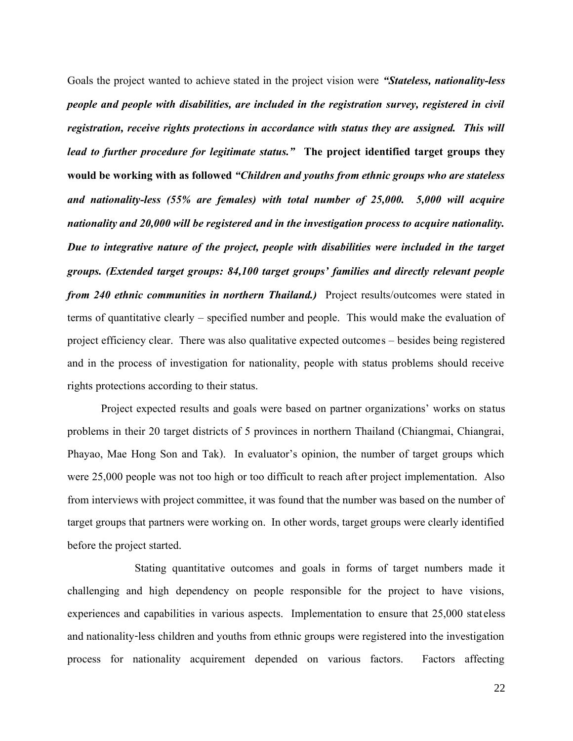Goals the project wanted to achieve stated in the project vision were ***"Stateless, nationality-less people and people with disabilities, are included in the registration survey, registered in civil registration, receive rights protections in accordance with status they are assigned. This will lead to further procedure for legitimate status."*** **The project identified target groups they would be working with as followed** ***"Children and youths from ethnic groups who are stateless and nationality-less (55% are females) with total number of 25,000. 5,000 will acquire nationality and 20,000 will be registered and in the investigation process to acquire nationality. Due to integrative nature of the project, people with disabilities were included in the target groups. (Extended target groups: 84,100 target groups' families and directly relevant people from 240 ethnic communities in northern Thailand.)*** Project results/outcomes were stated in terms of quantitative clearly – specified number and people. This would make the evaluation of project efficiency clear. There was also qualitative expected outcomes – besides being registered and in the process of investigation for nationality, people with status problems should receive rights protections according to their status.

Project expected results and goals were based on partner organizations' works on status problems in their 20 target districts of 5 provinces in northern Thailand (Chiangmai, Chiangrai, Phayao, Mae Hong Son and Tak). In evaluator's opinion, the number of target groups which were 25,000 people was not too high or too difficult to reach after project implementation. Also from interviews with project committee, it was found that the number was based on the number of target groups that partners were working on. In other words, target groups were clearly identified before the project started.

Stating quantitative outcomes and goals in forms of target numbers made it challenging and high dependency on people responsible for the project to have visions, experiences and capabilities in various aspects. Implementation to ensure that 25,000 stateless and nationality-less children and youths from ethnic groups were registered into the investigation process for nationality acquirement depended on various factors. Factors affecting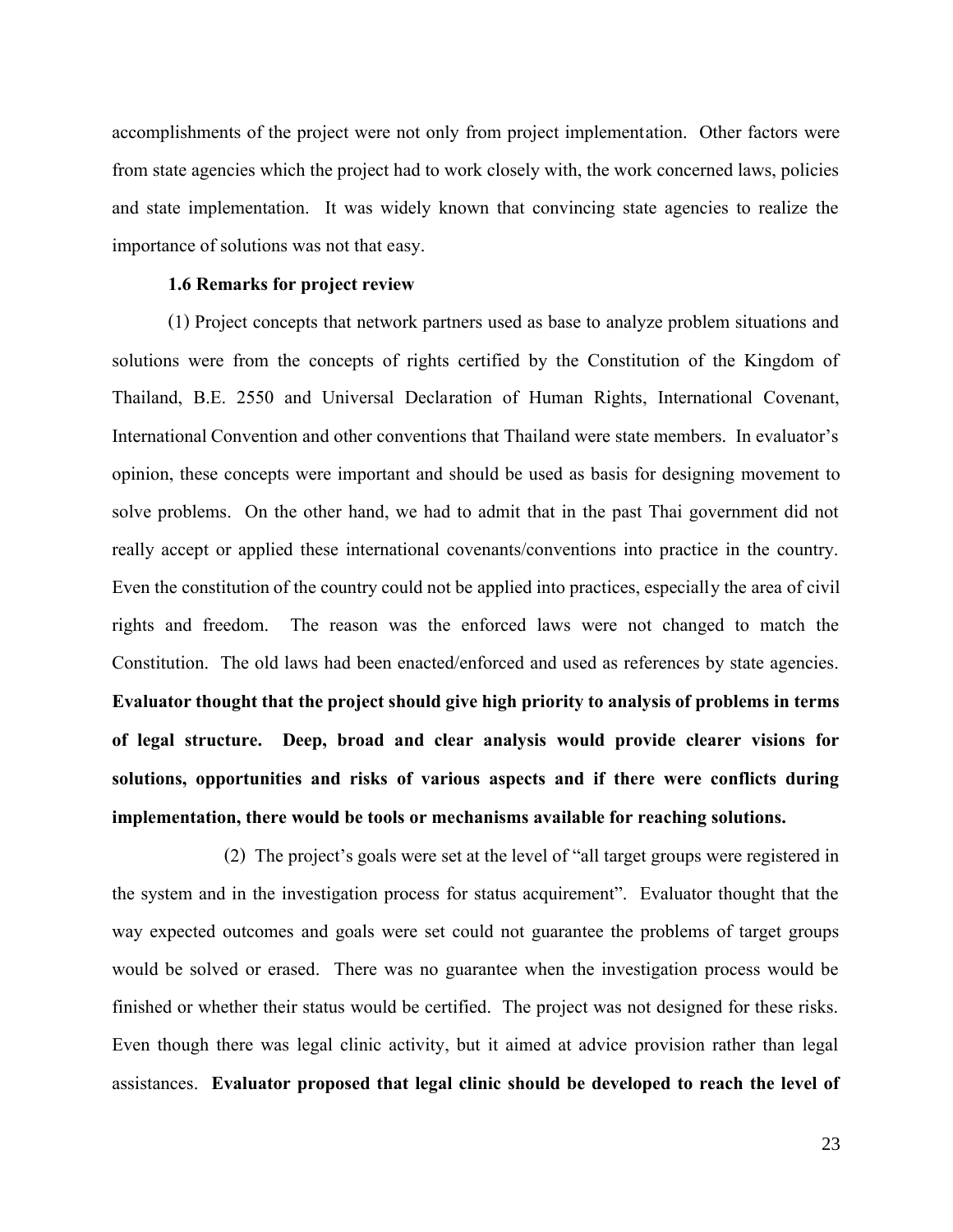accomplishments of the project were not only from project implementation. Other factors were from state agencies which the project had to work closely with, the work concerned laws, policies and state implementation. It was widely known that convincing state agencies to realize the importance of solutions was not that easy.

### 1.6 Remarks for project review

(1) Project concepts that network partners used as base to analyze problem situations and solutions were from the concepts of rights certified by the Constitution of the Kingdom of Thailand, B.E. 2550 and Universal Declaration of Human Rights, International Covenant, International Convention and other conventions that Thailand were state members. In evaluator's opinion, these concepts were important and should be used as basis for designing movement to solve problems. On the other hand, we had to admit that in the past Thai government did not really accept or applied these international covenants/conventions into practice in the country. Even the constitution of the country could not be applied into practices, especially the area of civil rights and freedom. The reason was the enforced laws were not changed to match the Constitution. The old laws had been enacted/enforced and used as references by state agencies. **Evaluator thought that the project should give high priority to analysis of problems in terms of legal structure. Deep, broad and clear analysis would provide clearer visions for solutions, opportunities and risks of various aspects and if there were conflicts during implementation, there would be tools or mechanisms available for reaching solutions.**

(2) The project's goals were set at the level of "all target groups were registered in the system and in the investigation process for status acquirement". Evaluator thought that the way expected outcomes and goals were set could not guarantee the problems of target groups would be solved or erased. There was no guarantee when the investigation process would be finished or whether their status would be certified. The project was not designed for these risks. Even though there was legal clinic activity, but it aimed at advice provision rather than legal assistances. **Evaluator proposed that legal clinic should be developed to reach the level of**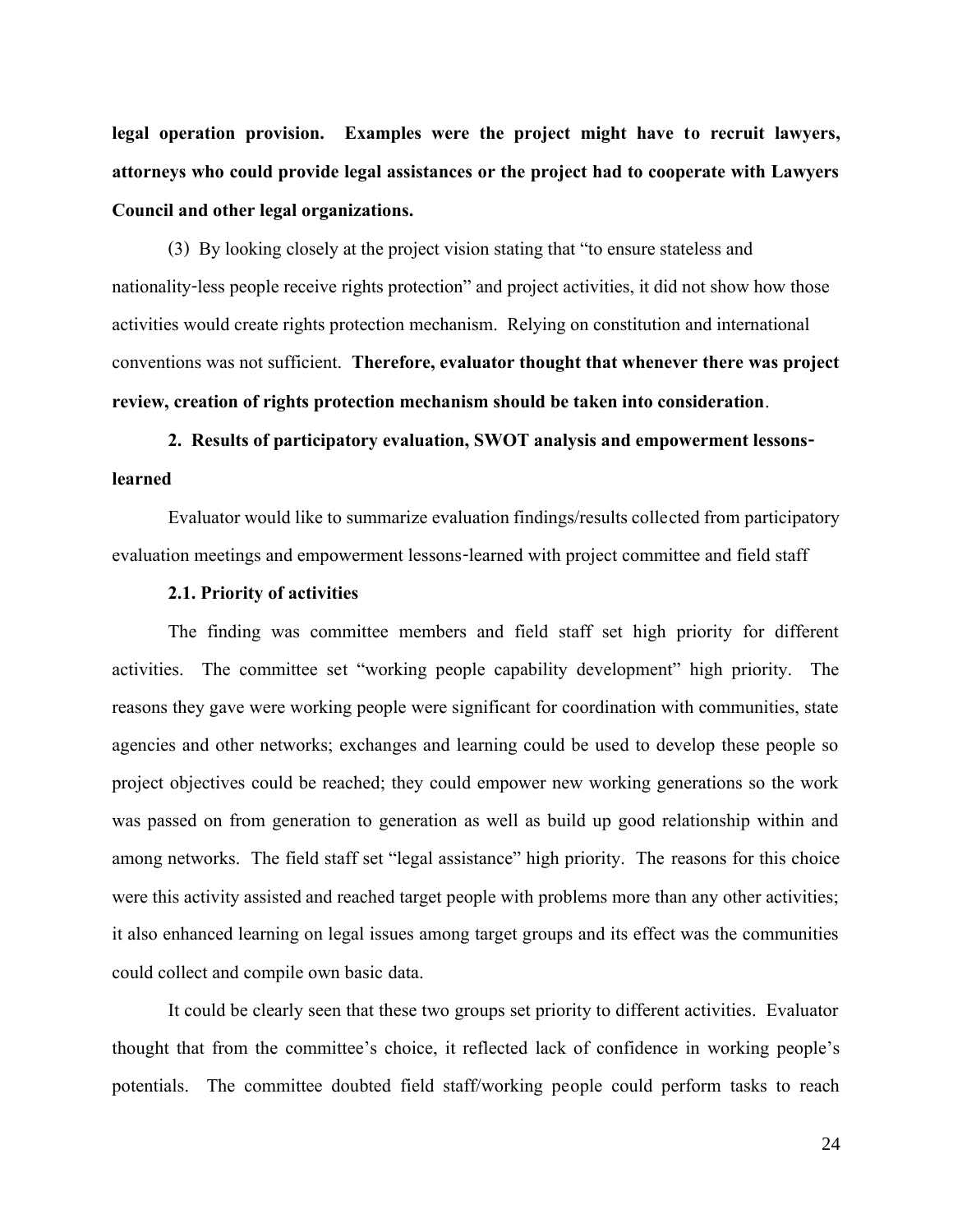**legal operation provision. Examples were the project might have to recruit lawyers, attorneys who could provide legal assistances or the project had to cooperate with Lawyers Council and other legal organizations.**

(3) By looking closely at the project vision stating that "to ensure stateless and nationality-less people receive rights protection" and project activities, it did not show how those activities would create rights protection mechanism. Relying on constitution and international conventions was not sufficient. **Therefore, evaluator thought that whenever there was project review, creation of rights protection mechanism should be taken into consideration**.

## 2. Results of participatory evaluation, SWOT analysis and empowerment lessons-learned

Evaluator would like to summarize evaluation findings/results collected from participatory evaluation meetings and empowerment lessons-learned with project committee and field staff

### 2.1. Priority of activities

The finding was committee members and field staff set high priority for different activities. The committee set "working people capability development" high priority. The reasons they gave were working people were significant for coordination with communities, state agencies and other networks; exchanges and learning could be used to develop these people so project objectives could be reached; they could empower new working generations so the work was passed on from generation to generation as well as build up good relationship within and among networks. The field staff set "legal assistance" high priority. The reasons for this choice were this activity assisted and reached target people with problems more than any other activities; it also enhanced learning on legal issues among target groups and its effect was the communities could collect and compile own basic data.

It could be clearly seen that these two groups set priority to different activities. Evaluator thought that from the committee's choice, it reflected lack of confidence in working people's potentials. The committee doubted field staff/working people could perform tasks to reach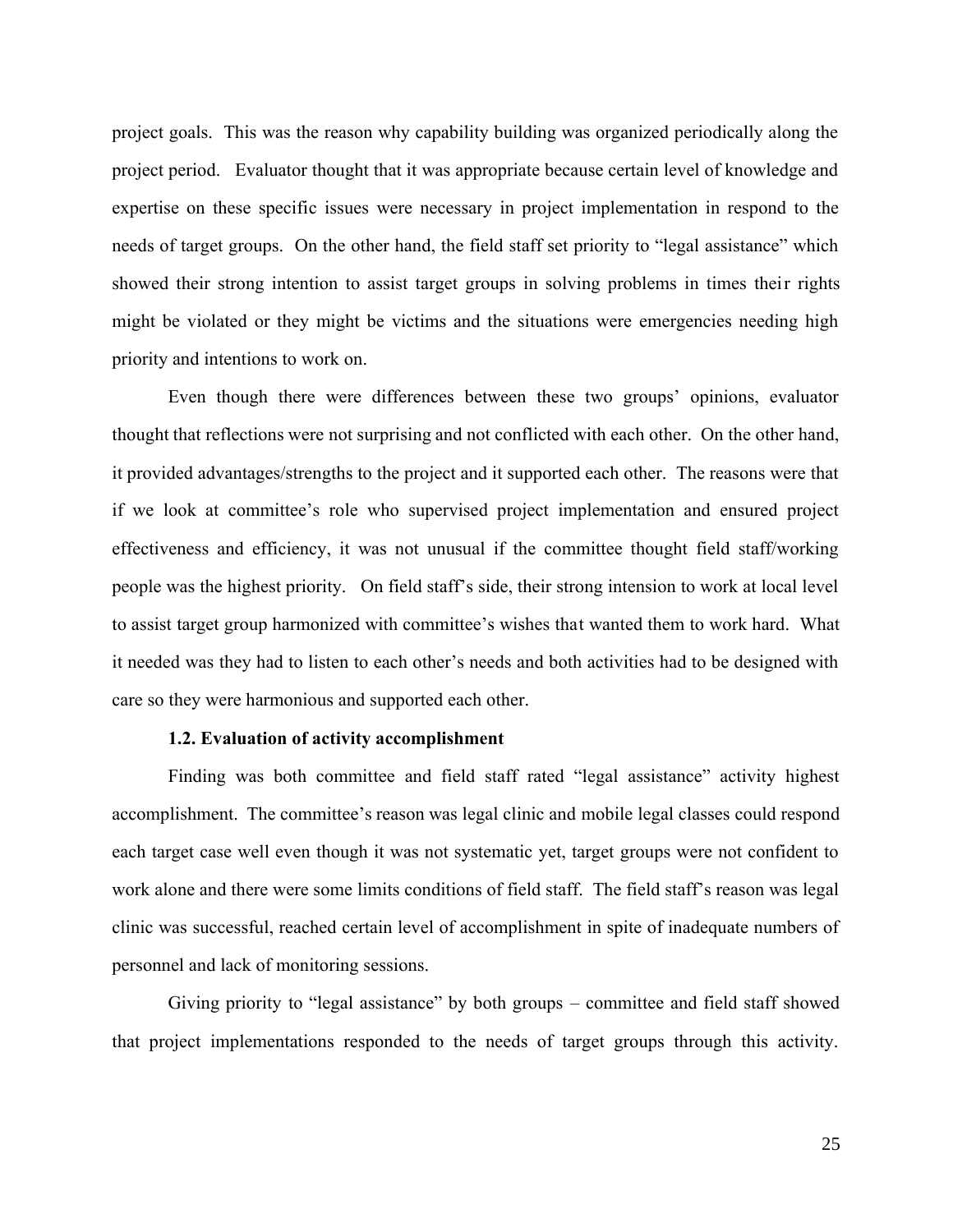project goals. This was the reason why capability building was organized periodically along the project period. Evaluator thought that it was appropriate because certain level of knowledge and expertise on these specific issues were necessary in project implementation in respond to the needs of target groups. On the other hand, the field staff set priority to "legal assistance" which showed their strong intention to assist target groups in solving problems in times their rights might be violated or they might be victims and the situations were emergencies needing high priority and intentions to work on.

Even though there were differences between these two groups' opinions, evaluator thought that reflections were not surprising and not conflicted with each other. On the other hand, it provided advantages/strengths to the project and it supported each other. The reasons were that if we look at committee's role who supervised project implementation and ensured project effectiveness and efficiency, it was not unusual if the committee thought field staff/working people was the highest priority. On field staff's side, their strong intension to work at local level to assist target group harmonized with committee's wishes that wanted them to work hard. What it needed was they had to listen to each other's needs and both activities had to be designed with care so they were harmonious and supported each other.

### 1.2. Evaluation of activity accomplishment

Finding was both committee and field staff rated "legal assistance" activity highest accomplishment. The committee's reason was legal clinic and mobile legal classes could respond each target case well even though it was not systematic yet, target groups were not confident to work alone and there were some limits conditions of field staff. The field staff's reason was legal clinic was successful, reached certain level of accomplishment in spite of inadequate numbers of personnel and lack of monitoring sessions.

Giving priority to "legal assistance" by both groups – committee and field staff showed that project implementations responded to the needs of target groups through this activity.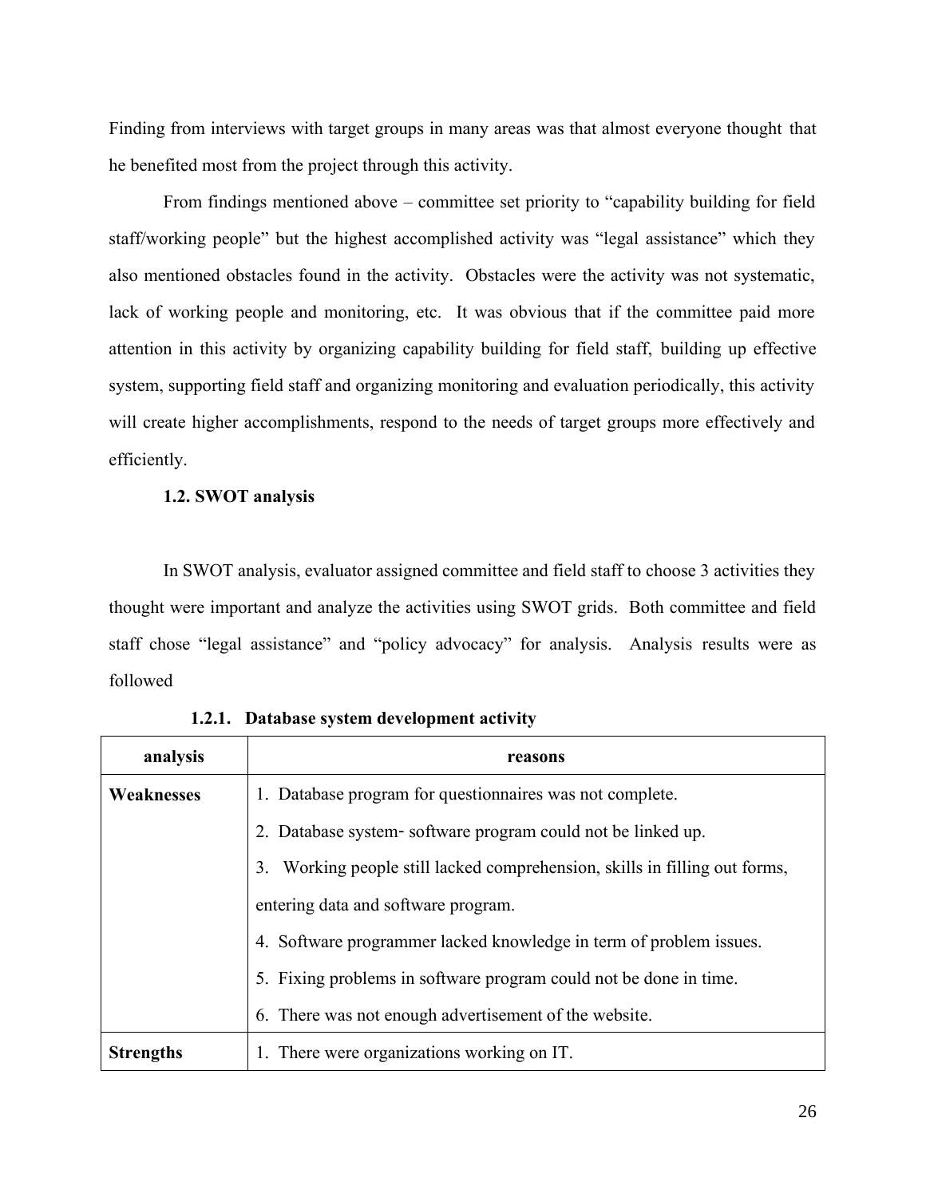Finding from interviews with target groups in many areas was that almost everyone thought that he benefited most from the project through this activity.

From findings mentioned above – committee set priority to "capability building for field staff/working people" but the highest accomplished activity was "legal assistance" which they also mentioned obstacles found in the activity. Obstacles were the activity was not systematic, lack of working people and monitoring, etc. It was obvious that if the committee paid more attention in this activity by organizing capability building for field staff, building up effective system, supporting field staff and organizing monitoring and evaluation periodically, this activity will create higher accomplishments, respond to the needs of target groups more effectively and efficiently.

### 1.2. SWOT analysis

In SWOT analysis, evaluator assigned committee and field staff to choose 3 activities they thought were important and analyze the activities using SWOT grids. Both committee and field staff chose "legal assistance" and "policy advocacy" for analysis. Analysis results were as followed

#### 1.2.1. Database system development activity

| analysis | reasons |
|---|---|
| **Weaknesses** | 1. Database program for questionnaires was not complete.<br>2. Database system- software program could not be linked up.<br>3. Working people still lacked comprehension, skills in filling out forms, entering data and software program.<br>4. Software programmer lacked knowledge in term of problem issues.<br>5. Fixing problems in software program could not be done in time.<br>6. There was not enough advertisement of the website. |
| **Strengths** | 1. There were organizations working on IT. |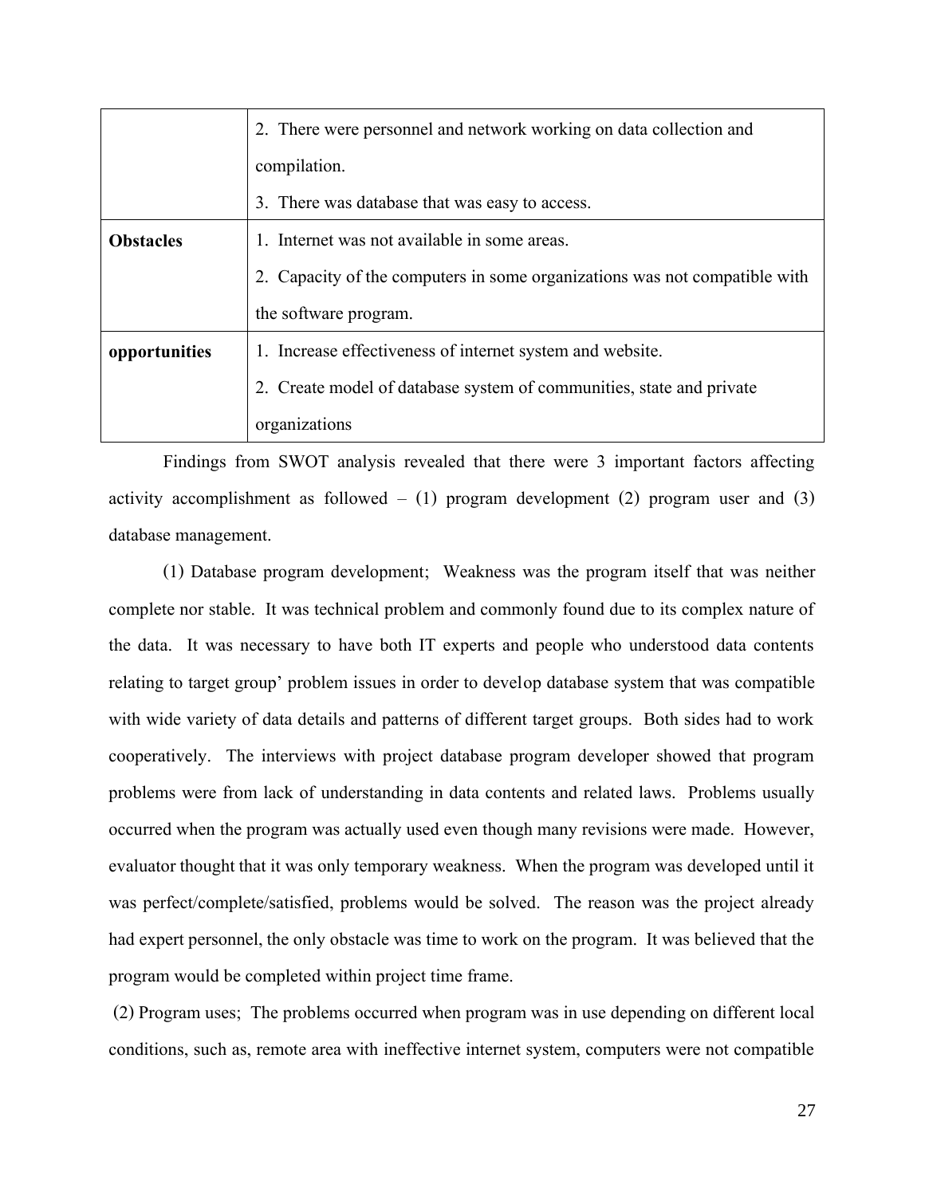| | |
|---|---|
| | 2. There were personnel and network working on data collection and compilation.<br>3. There was database that was easy to access. |
| **Obstacles** | 1. Internet was not available in some areas.<br>2. Capacity of the computers in some organizations was not compatible with the software program. |
| **opportunities** | 1. Increase effectiveness of internet system and website.<br>2. Create model of database system of communities, state and private organizations |

Findings from SWOT analysis revealed that there were 3 important factors affecting activity accomplishment as followed – (1) program development (2) program user and (3) database management.

(1) Database program development; Weakness was the program itself that was neither complete nor stable. It was technical problem and commonly found due to its complex nature of the data. It was necessary to have both IT experts and people who understood data contents relating to target group' problem issues in order to develop database system that was compatible with wide variety of data details and patterns of different target groups. Both sides had to work cooperatively. The interviews with project database program developer showed that program problems were from lack of understanding in data contents and related laws. Problems usually occurred when the program was actually used even though many revisions were made. However, evaluator thought that it was only temporary weakness. When the program was developed until it was perfect/complete/satisfied, problems would be solved. The reason was the project already had expert personnel, the only obstacle was time to work on the program. It was believed that the program would be completed within project time frame.

(2) Program uses; The problems occurred when program was in use depending on different local conditions, such as, remote area with ineffective internet system, computers were not compatible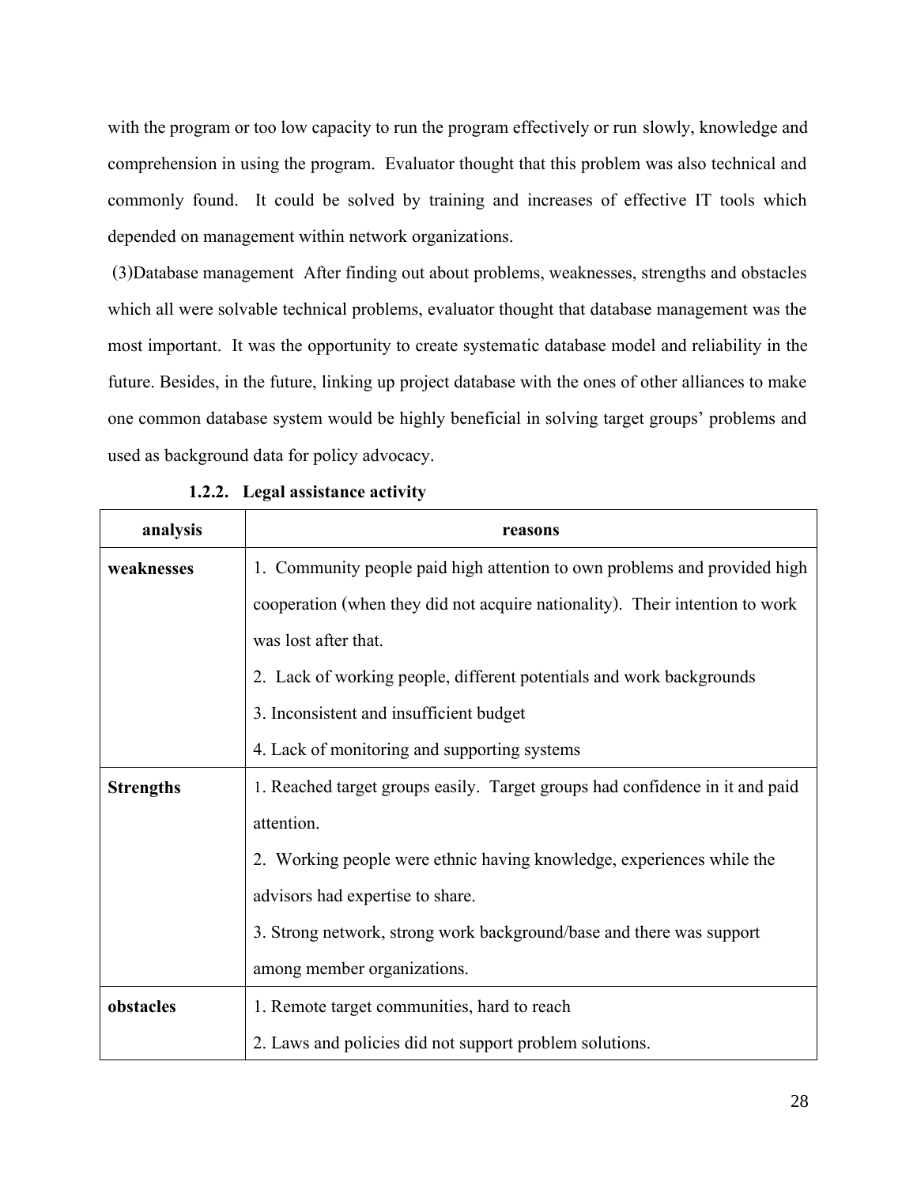with the program or too low capacity to run the program effectively or run slowly, knowledge and comprehension in using the program. Evaluator thought that this problem was also technical and commonly found. It could be solved by training and increases of effective IT tools which depended on management within network organizations.

(3)Database management After finding out about problems, weaknesses, strengths and obstacles which all were solvable technical problems, evaluator thought that database management was the most important. It was the opportunity to create systematic database model and reliability in the future. Besides, in the future, linking up project database with the ones of other alliances to make one common database system would be highly beneficial in solving target groups' problems and used as background data for policy advocacy.

#### 1.2.2. Legal assistance activity

| analysis | reasons |
|---|---|
| **weaknesses** | 1. Community people paid high attention to own problems and provided high cooperation (when they did not acquire nationality). Their intention to work was lost after that.<br>2. Lack of working people, different potentials and work backgrounds<br>3. Inconsistent and insufficient budget<br>4. Lack of monitoring and supporting systems |
| **Strengths** | 1. Reached target groups easily. Target groups had confidence in it and paid attention.<br>2. Working people were ethnic having knowledge, experiences while the advisors had expertise to share.<br>3. Strong network, strong work background/base and there was support among member organizations. |
| **obstacles** | 1. Remote target communities, hard to reach<br>2. Laws and policies did not support problem solutions. |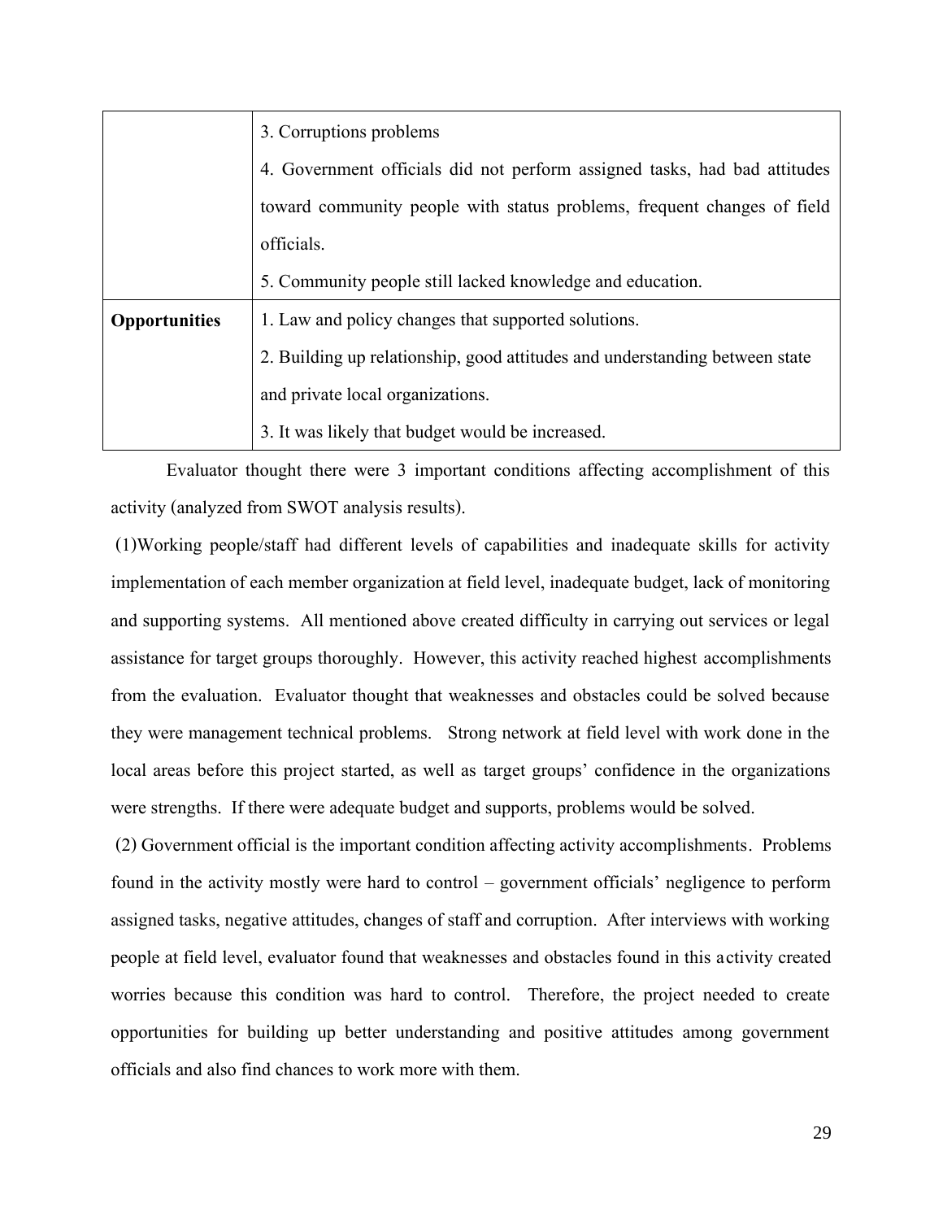| | |
|---|---|
| | 3. Corruptions problems<br>4. Government officials did not perform assigned tasks, had bad attitudes toward community people with status problems, frequent changes of field officials.<br>5. Community people still lacked knowledge and education. |
| **Opportunities** | 1. Law and policy changes that supported solutions.<br>2. Building up relationship, good attitudes and understanding between state and private local organizations.<br>3. It was likely that budget would be increased. |

Evaluator thought there were 3 important conditions affecting accomplishment of this activity (analyzed from SWOT analysis results).

(1)Working people/staff had different levels of capabilities and inadequate skills for activity implementation of each member organization at field level, inadequate budget, lack of monitoring and supporting systems. All mentioned above created difficulty in carrying out services or legal assistance for target groups thoroughly. However, this activity reached highest accomplishments from the evaluation. Evaluator thought that weaknesses and obstacles could be solved because they were management technical problems. Strong network at field level with work done in the local areas before this project started, as well as target groups' confidence in the organizations were strengths. If there were adequate budget and supports, problems would be solved.

(2) Government official is the important condition affecting activity accomplishments. Problems found in the activity mostly were hard to control – government officials' negligence to perform assigned tasks, negative attitudes, changes of staff and corruption. After interviews with working people at field level, evaluator found that weaknesses and obstacles found in this activity created worries because this condition was hard to control. Therefore, the project needed to create opportunities for building up better understanding and positive attitudes among government officials and also find chances to work more with them.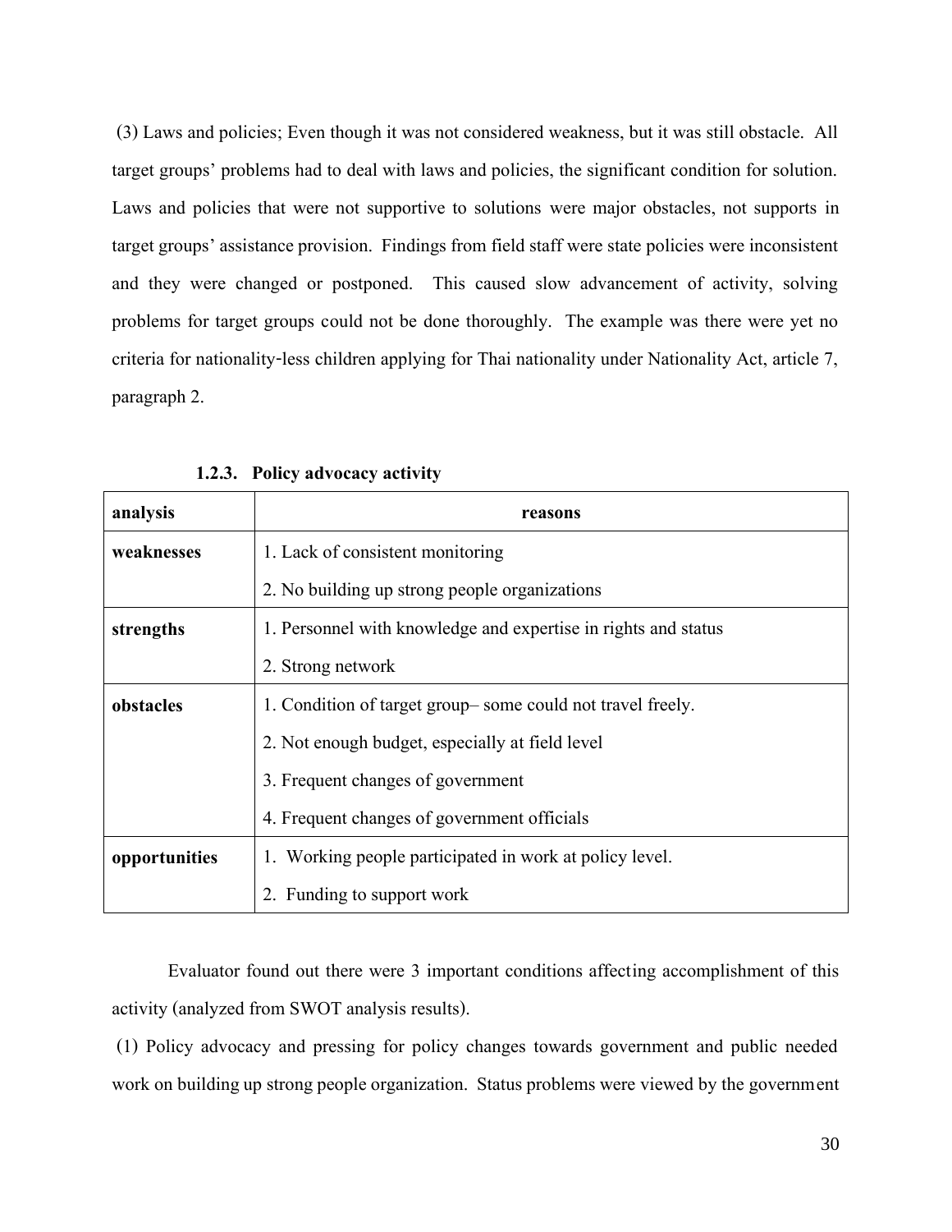(3) Laws and policies; Even though it was not considered weakness, but it was still obstacle. All target groups' problems had to deal with laws and policies, the significant condition for solution. Laws and policies that were not supportive to solutions were major obstacles, not supports in target groups' assistance provision. Findings from field staff were state policies were inconsistent and they were changed or postponed. This caused slow advancement of activity, solving problems for target groups could not be done thoroughly. The example was there were yet no criteria for nationality-less children applying for Thai nationality under Nationality Act, article 7, paragraph 2.

### 1.2.3. Policy advocacy activity

| analysis | reasons |
|---|---|
| **weaknesses** | 1. Lack of consistent monitoring<br>2. No building up strong people organizations |
| **strengths** | 1. Personnel with knowledge and expertise in rights and status<br>2. Strong network |
| **obstacles** | 1. Condition of target group– some could not travel freely.<br>2. Not enough budget, especially at field level<br>3. Frequent changes of government<br>4. Frequent changes of government officials |
| **opportunities** | 1. Working people participated in work at policy level.<br>2. Funding to support work |

Evaluator found out there were 3 important conditions affecting accomplishment of this activity (analyzed from SWOT analysis results).

(1) Policy advocacy and pressing for policy changes towards government and public needed work on building up strong people organization. Status problems were viewed by the government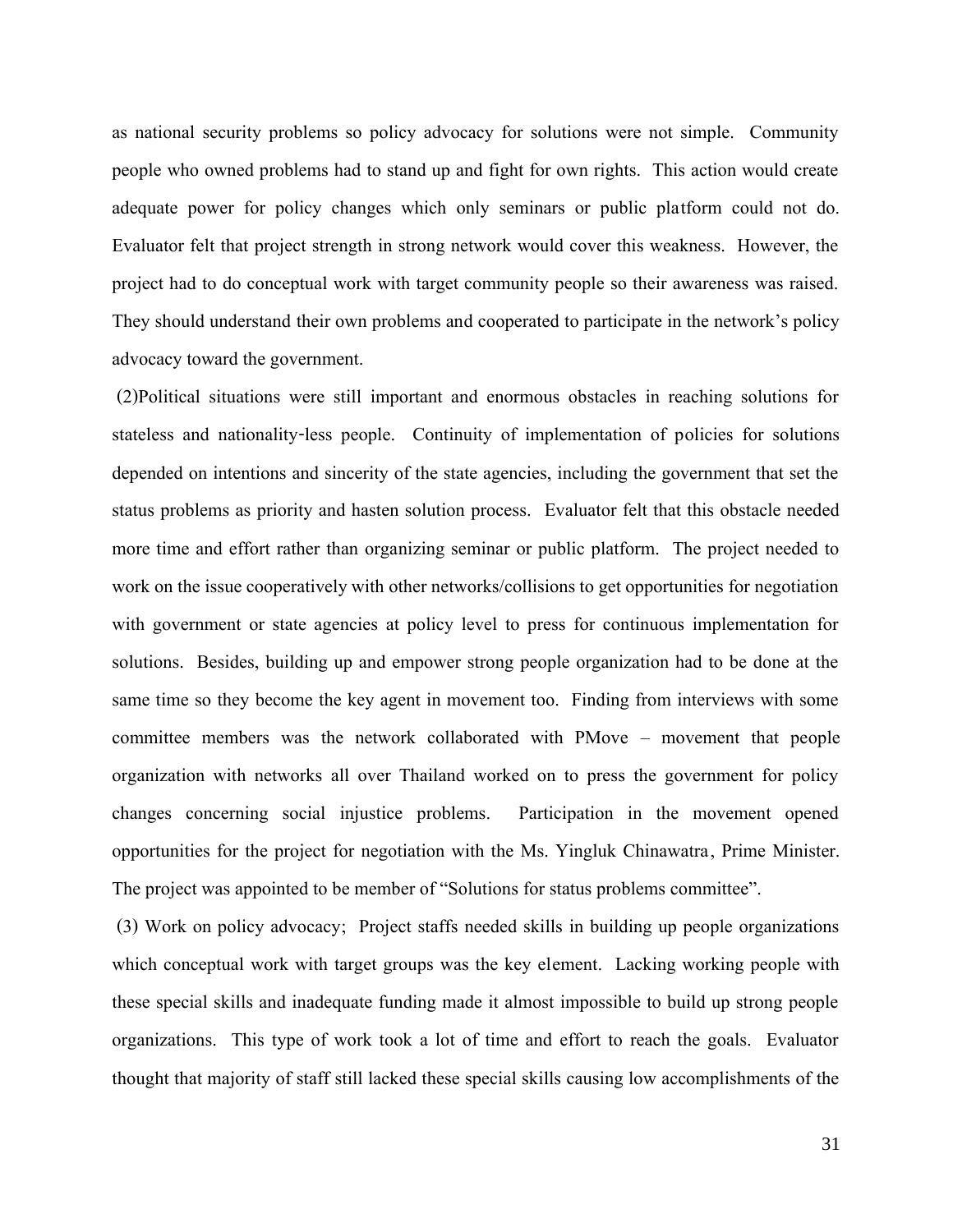as national security problems so policy advocacy for solutions were not simple. Community people who owned problems had to stand up and fight for own rights. This action would create adequate power for policy changes which only seminars or public platform could not do. Evaluator felt that project strength in strong network would cover this weakness. However, the project had to do conceptual work with target community people so their awareness was raised. They should understand their own problems and cooperated to participate in the network's policy advocacy toward the government.

(2)Political situations were still important and enormous obstacles in reaching solutions for stateless and nationality-less people. Continuity of implementation of policies for solutions depended on intentions and sincerity of the state agencies, including the government that set the status problems as priority and hasten solution process. Evaluator felt that this obstacle needed more time and effort rather than organizing seminar or public platform. The project needed to work on the issue cooperatively with other networks/collisions to get opportunities for negotiation with government or state agencies at policy level to press for continuous implementation for solutions. Besides, building up and empower strong people organization had to be done at the same time so they become the key agent in movement too. Finding from interviews with some committee members was the network collaborated with PMove – movement that people organization with networks all over Thailand worked on to press the government for policy changes concerning social injustice problems. Participation in the movement opened opportunities for the project for negotiation with the Ms. Yingluk Chinawatra, Prime Minister. The project was appointed to be member of "Solutions for status problems committee".

(3) Work on policy advocacy; Project staffs needed skills in building up people organizations which conceptual work with target groups was the key element. Lacking working people with these special skills and inadequate funding made it almost impossible to build up strong people organizations. This type of work took a lot of time and effort to reach the goals. Evaluator thought that majority of staff still lacked these special skills causing low accomplishments of the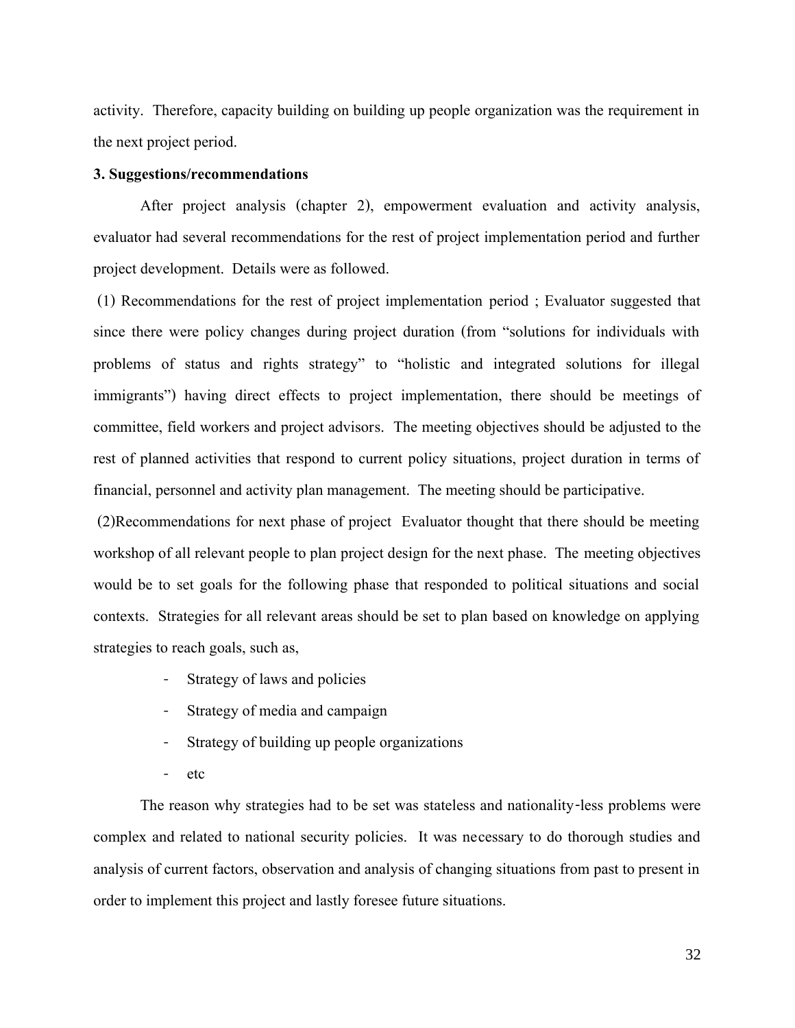activity. Therefore, capacity building on building up people organization was the requirement in the next project period.

**3. Suggestions/recommendations**

After project analysis (chapter 2), empowerment evaluation and activity analysis, evaluator had several recommendations for the rest of project implementation period and further project development. Details were as followed.

(1) Recommendations for the rest of project implementation period ; Evaluator suggested that since there were policy changes during project duration (from "solutions for individuals with problems of status and rights strategy" to "holistic and integrated solutions for illegal immigrants") having direct effects to project implementation, there should be meetings of committee, field workers and project advisors. The meeting objectives should be adjusted to the rest of planned activities that respond to current policy situations, project duration in terms of financial, personnel and activity plan management. The meeting should be participative.

(2)Recommendations for next phase of project Evaluator thought that there should be meeting workshop of all relevant people to plan project design for the next phase. The meeting objectives would be to set goals for the following phase that responded to political situations and social contexts. Strategies for all relevant areas should be set to plan based on knowledge on applying strategies to reach goals, such as,

- Strategy of laws and policies
- Strategy of media and campaign
- Strategy of building up people organizations
- etc

The reason why strategies had to be set was stateless and nationality-less problems were complex and related to national security policies. It was necessary to do thorough studies and analysis of current factors, observation and analysis of changing situations from past to present in order to implement this project and lastly foresee future situations.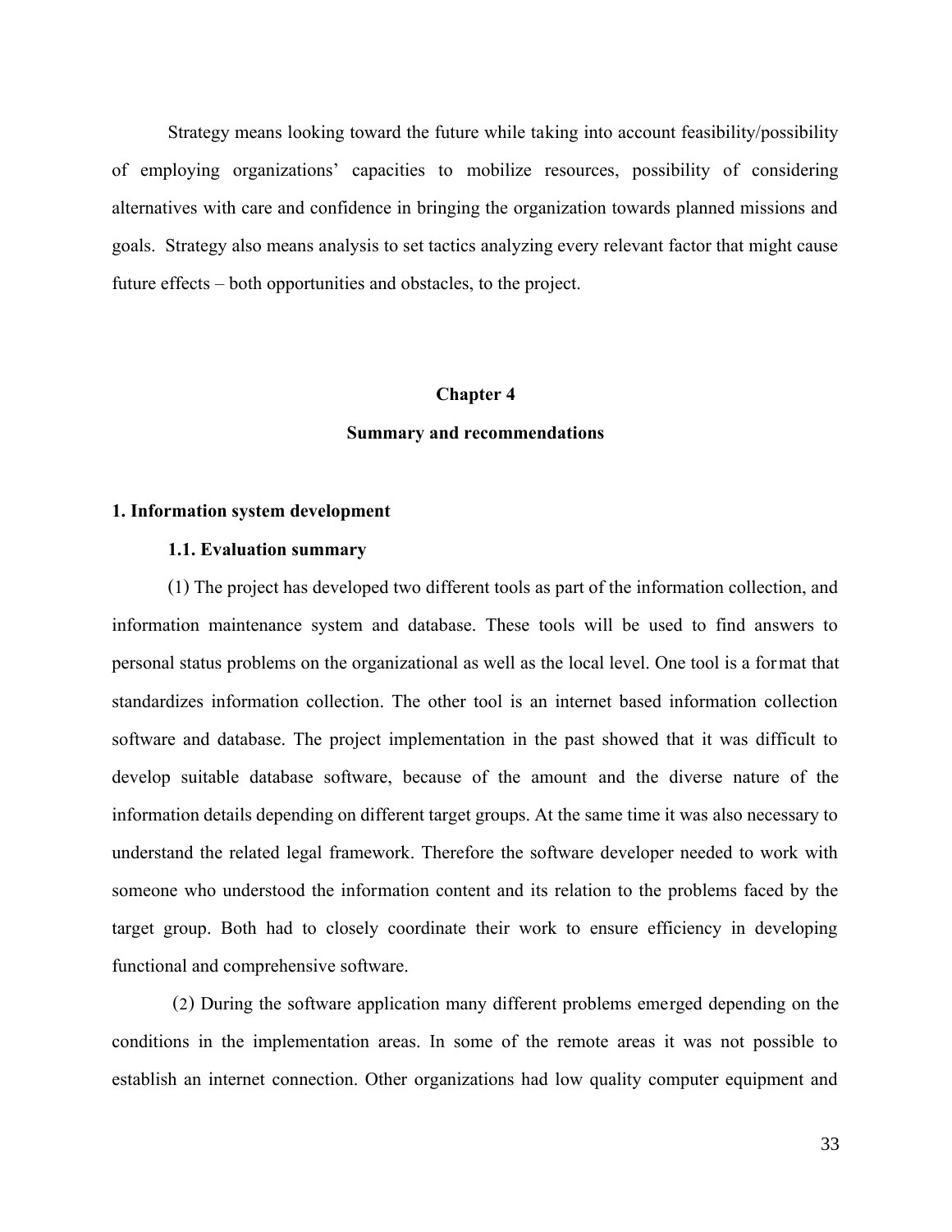Strategy means looking toward the future while taking into account feasibility/possibility of employing organizations' capacities to mobilize resources, possibility of considering alternatives with care and confidence in bringing the organization towards planned missions and goals. Strategy also means analysis to set tactics analyzing every relevant factor that might cause future effects – both opportunities and obstacles, to the project.

# Chapter 4

# Summary and recommendations

## 1. Information system development

### 1.1. Evaluation summary

(1) The project has developed two different tools as part of the information collection, and information maintenance system and database. These tools will be used to find answers to personal status problems on the organizational as well as the local level. One tool is a format that standardizes information collection. The other tool is an internet based information collection software and database. The project implementation in the past showed that it was difficult to develop suitable database software, because of the amount and the diverse nature of the information details depending on different target groups. At the same time it was also necessary to understand the related legal framework. Therefore the software developer needed to work with someone who understood the information content and its relation to the problems faced by the target group. Both had to closely coordinate their work to ensure efficiency in developing functional and comprehensive software.

(2) During the software application many different problems emerged depending on the conditions in the implementation areas. In some of the remote areas it was not possible to establish an internet connection. Other organizations had low quality computer equipment and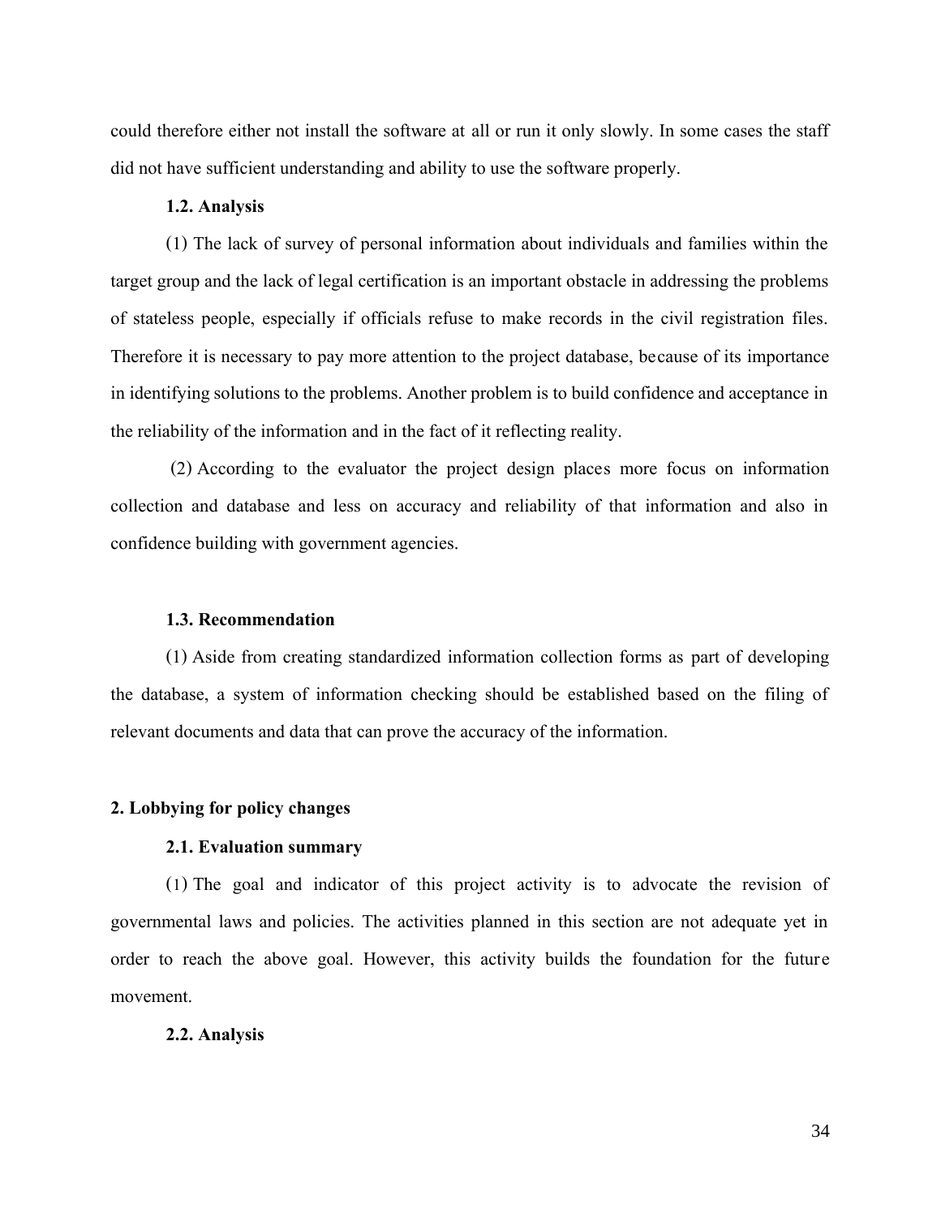could therefore either not install the software at all or run it only slowly. In some cases the staff did not have sufficient understanding and ability to use the software properly.

### 1.2. Analysis

(1) The lack of survey of personal information about individuals and families within the target group and the lack of legal certification is an important obstacle in addressing the problems of stateless people, especially if officials refuse to make records in the civil registration files. Therefore it is necessary to pay more attention to the project database, because of its importance in identifying solutions to the problems. Another problem is to build confidence and acceptance in the reliability of the information and in the fact of it reflecting reality.

(2) According to the evaluator the project design places more focus on information collection and database and less on accuracy and reliability of that information and also in confidence building with government agencies.

### 1.3. Recommendation

(1) Aside from creating standardized information collection forms as part of developing the database, a system of information checking should be established based on the filing of relevant documents and data that can prove the accuracy of the information.

## 2. Lobbying for policy changes

### 2.1. Evaluation summary

(1) The goal and indicator of this project activity is to advocate the revision of governmental laws and policies. The activities planned in this section are not adequate yet in order to reach the above goal. However, this activity builds the foundation for the future movement.

### 2.2. Analysis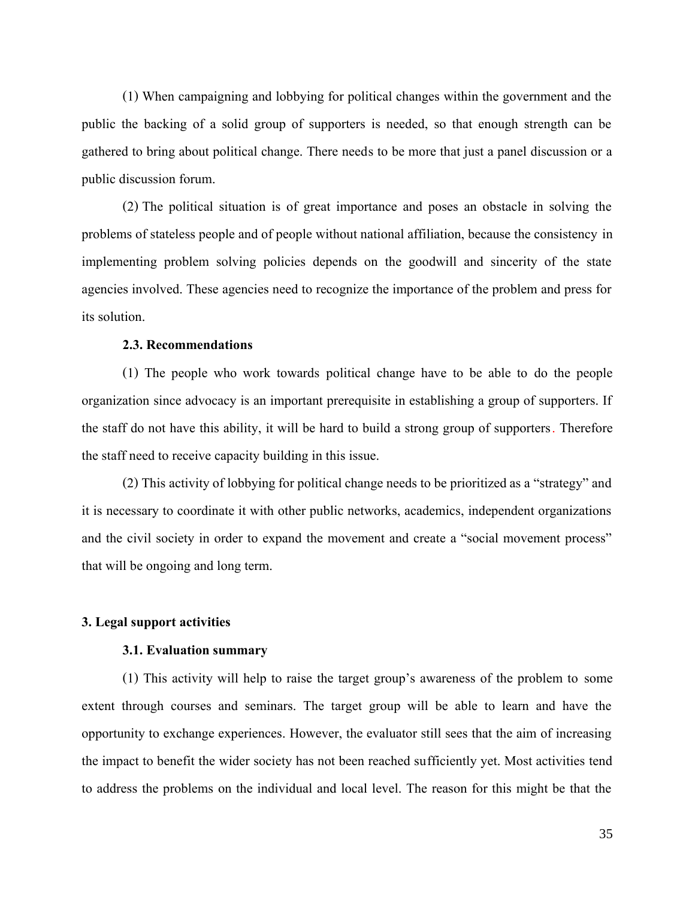(1) When campaigning and lobbying for political changes within the government and the public the backing of a solid group of supporters is needed, so that enough strength can be gathered to bring about political change. There needs to be more that just a panel discussion or a public discussion forum.

(2) The political situation is of great importance and poses an obstacle in solving the problems of stateless people and of people without national affiliation, because the consistency in implementing problem solving policies depends on the goodwill and sincerity of the state agencies involved. These agencies need to recognize the importance of the problem and press for its solution.

#### 2.3. Recommendations

(1) The people who work towards political change have to be able to do the people organization since advocacy is an important prerequisite in establishing a group of supporters. If the staff do not have this ability, it will be hard to build a strong group of supporters. Therefore the staff need to receive capacity building in this issue.

(2) This activity of lobbying for political change needs to be prioritized as a "strategy" and it is necessary to coordinate it with other public networks, academics, independent organizations and the civil society in order to expand the movement and create a "social movement process" that will be ongoing and long term.

### 3. Legal support activities

#### 3.1. Evaluation summary

(1) This activity will help to raise the target group's awareness of the problem to some extent through courses and seminars. The target group will be able to learn and have the opportunity to exchange experiences. However, the evaluator still sees that the aim of increasing the impact to benefit the wider society has not been reached sufficiently yet. Most activities tend to address the problems on the individual and local level. The reason for this might be that the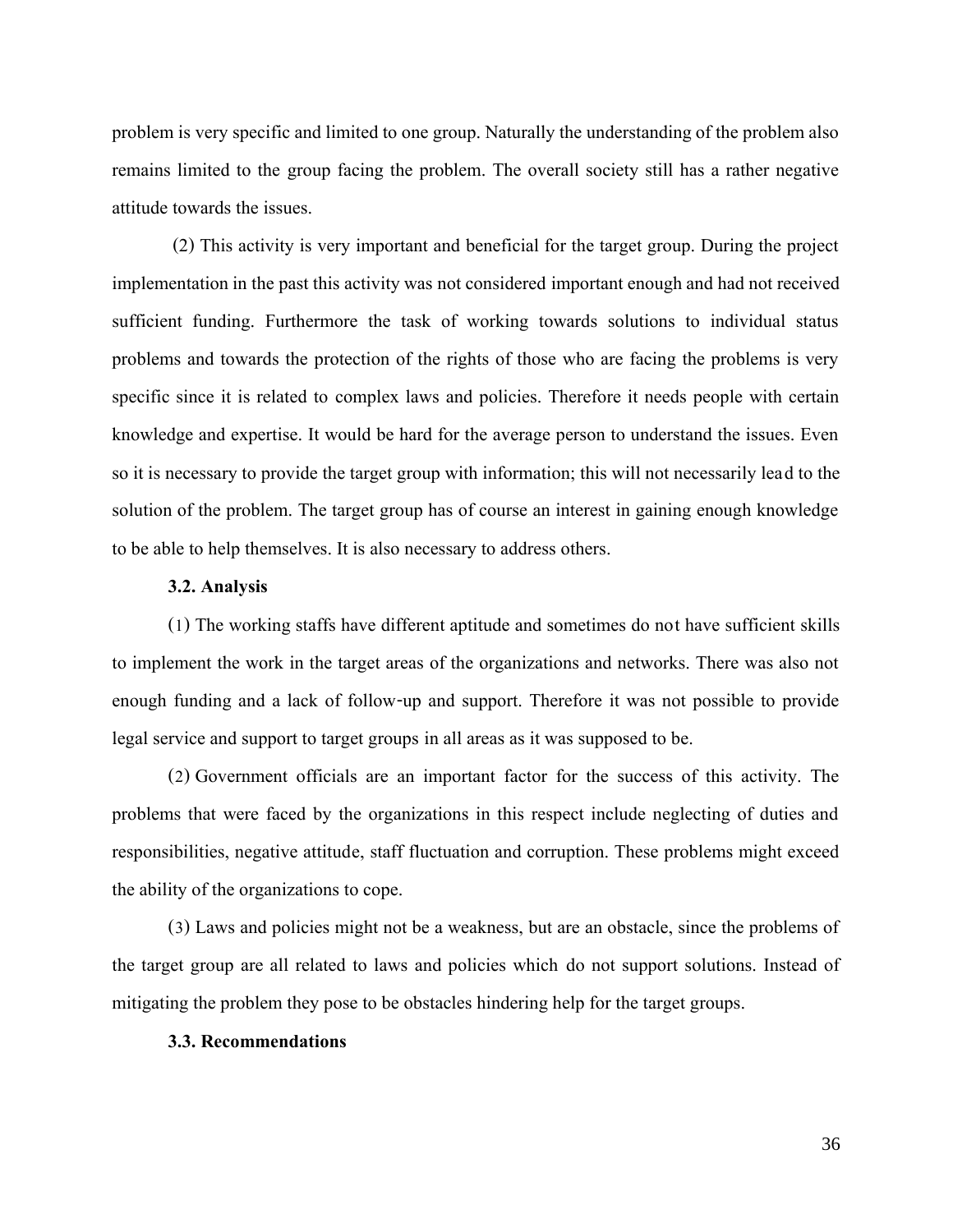problem is very specific and limited to one group. Naturally the understanding of the problem also remains limited to the group facing the problem. The overall society still has a rather negative attitude towards the issues.

(2) This activity is very important and beneficial for the target group. During the project implementation in the past this activity was not considered important enough and had not received sufficient funding. Furthermore the task of working towards solutions to individual status problems and towards the protection of the rights of those who are facing the problems is very specific since it is related to complex laws and policies. Therefore it needs people with certain knowledge and expertise. It would be hard for the average person to understand the issues. Even so it is necessary to provide the target group with information; this will not necessarily lead to the solution of the problem. The target group has of course an interest in gaining enough knowledge to be able to help themselves. It is also necessary to address others.

**3.2. Analysis**

(1) The working staffs have different aptitude and sometimes do not have sufficient skills to implement the work in the target areas of the organizations and networks. There was also not enough funding and a lack of follow-up and support. Therefore it was not possible to provide legal service and support to target groups in all areas as it was supposed to be.

(2) Government officials are an important factor for the success of this activity. The problems that were faced by the organizations in this respect include neglecting of duties and responsibilities, negative attitude, staff fluctuation and corruption. These problems might exceed the ability of the organizations to cope.

(3) Laws and policies might not be a weakness, but are an obstacle, since the problems of the target group are all related to laws and policies which do not support solutions. Instead of mitigating the problem they pose to be obstacles hindering help for the target groups.

**3.3. Recommendations**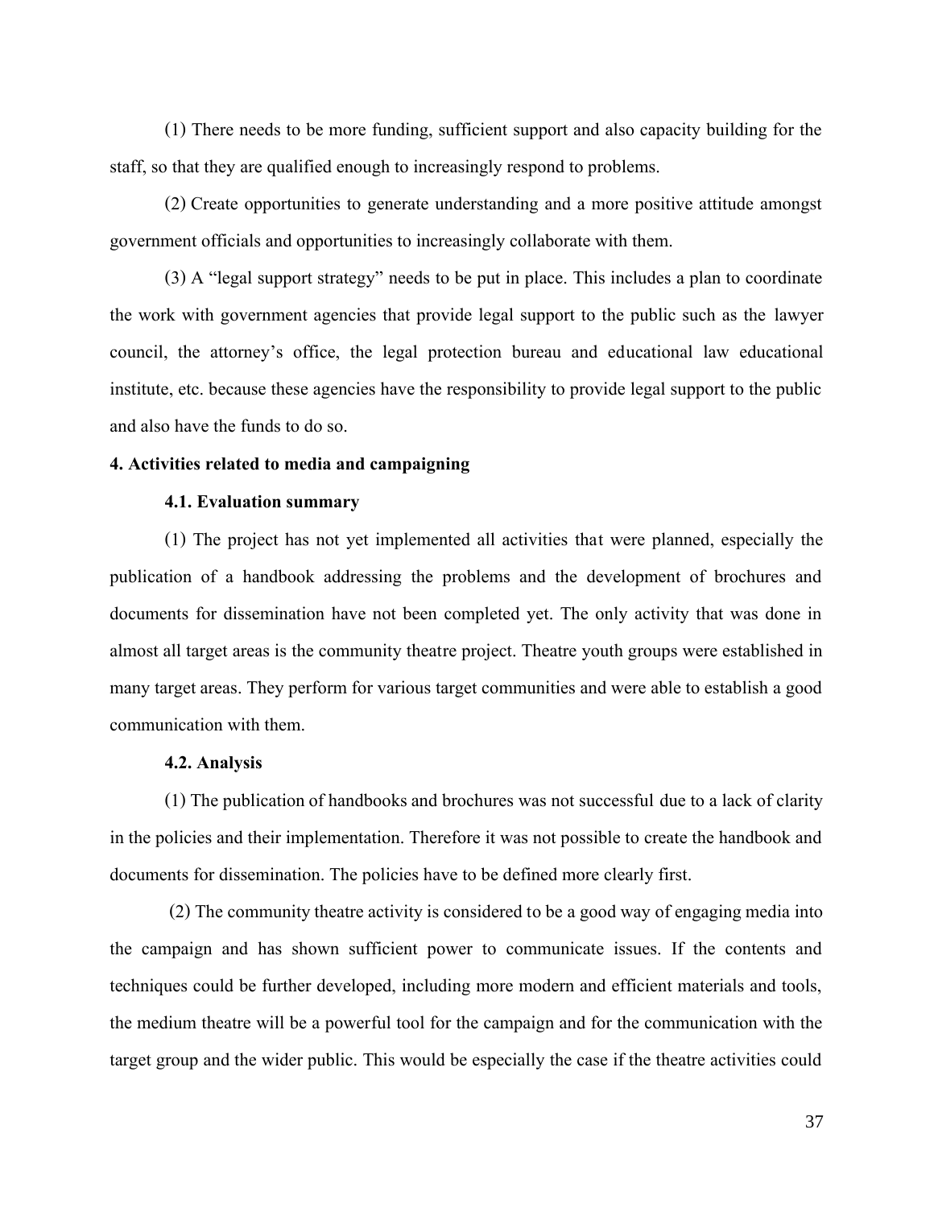(1) There needs to be more funding, sufficient support and also capacity building for the staff, so that they are qualified enough to increasingly respond to problems.

(2) Create opportunities to generate understanding and a more positive attitude amongst government officials and opportunities to increasingly collaborate with them.

(3) A "legal support strategy" needs to be put in place. This includes a plan to coordinate the work with government agencies that provide legal support to the public such as the lawyer council, the attorney's office, the legal protection bureau and educational law educational institute, etc. because these agencies have the responsibility to provide legal support to the public and also have the funds to do so.

**4. Activities related to media and campaigning**

**4.1. Evaluation summary**

(1) The project has not yet implemented all activities that were planned, especially the publication of a handbook addressing the problems and the development of brochures and documents for dissemination have not been completed yet. The only activity that was done in almost all target areas is the community theatre project. Theatre youth groups were established in many target areas. They perform for various target communities and were able to establish a good communication with them.

**4.2. Analysis**

(1) The publication of handbooks and brochures was not successful due to a lack of clarity in the policies and their implementation. Therefore it was not possible to create the handbook and documents for dissemination. The policies have to be defined more clearly first.

(2) The community theatre activity is considered to be a good way of engaging media into the campaign and has shown sufficient power to communicate issues. If the contents and techniques could be further developed, including more modern and efficient materials and tools, the medium theatre will be a powerful tool for the campaign and for the communication with the target group and the wider public. This would be especially the case if the theatre activities could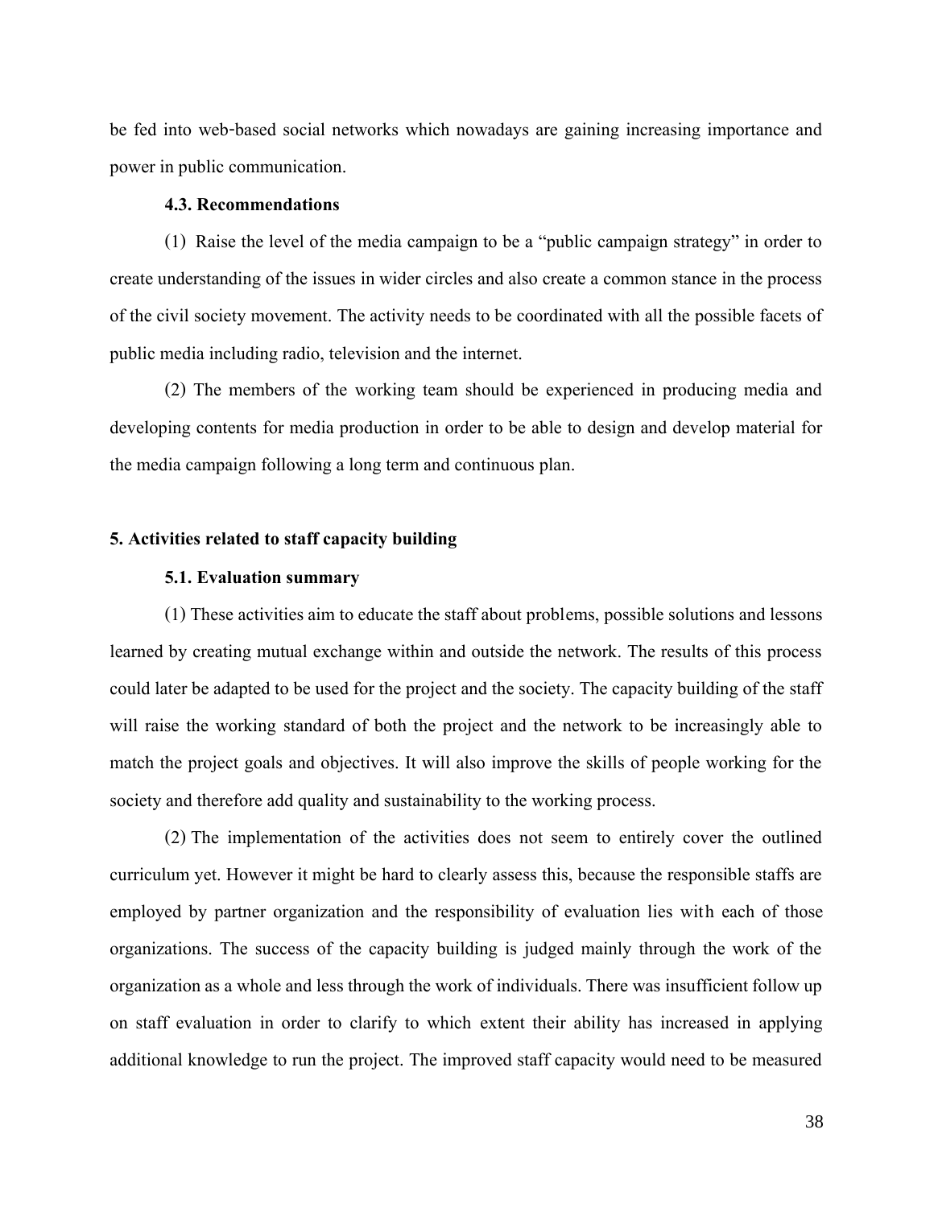be fed into web-based social networks which nowadays are gaining increasing importance and power in public communication.

### 4.3. Recommendations

(1) Raise the level of the media campaign to be a "public campaign strategy" in order to create understanding of the issues in wider circles and also create a common stance in the process of the civil society movement. The activity needs to be coordinated with all the possible facets of public media including radio, television and the internet.

(2) The members of the working team should be experienced in producing media and developing contents for media production in order to be able to design and develop material for the media campaign following a long term and continuous plan.

## 5. Activities related to staff capacity building

### 5.1. Evaluation summary

(1) These activities aim to educate the staff about problems, possible solutions and lessons learned by creating mutual exchange within and outside the network. The results of this process could later be adapted to be used for the project and the society. The capacity building of the staff will raise the working standard of both the project and the network to be increasingly able to match the project goals and objectives. It will also improve the skills of people working for the society and therefore add quality and sustainability to the working process.

(2) The implementation of the activities does not seem to entirely cover the outlined curriculum yet. However it might be hard to clearly assess this, because the responsible staffs are employed by partner organization and the responsibility of evaluation lies with each of those organizations. The success of the capacity building is judged mainly through the work of the organization as a whole and less through the work of individuals. There was insufficient follow up on staff evaluation in order to clarify to which extent their ability has increased in applying additional knowledge to run the project. The improved staff capacity would need to be measured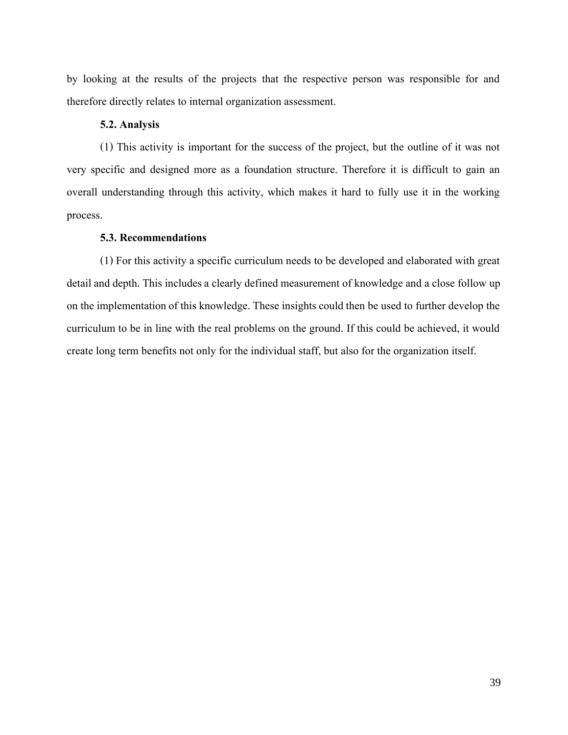by looking at the results of the projects that the respective person was responsible for and therefore directly relates to internal organization assessment.

### 5.2. Analysis

(1) This activity is important for the success of the project, but the outline of it was not very specific and designed more as a foundation structure. Therefore it is difficult to gain an overall understanding through this activity, which makes it hard to fully use it in the working process.

### 5.3. Recommendations

(1) For this activity a specific curriculum needs to be developed and elaborated with great detail and depth. This includes a clearly defined measurement of knowledge and a close follow up on the implementation of this knowledge. These insights could then be used to further develop the curriculum to be in line with the real problems on the ground. If this could be achieved, it would create long term benefits not only for the individual staff, but also for the organization itself.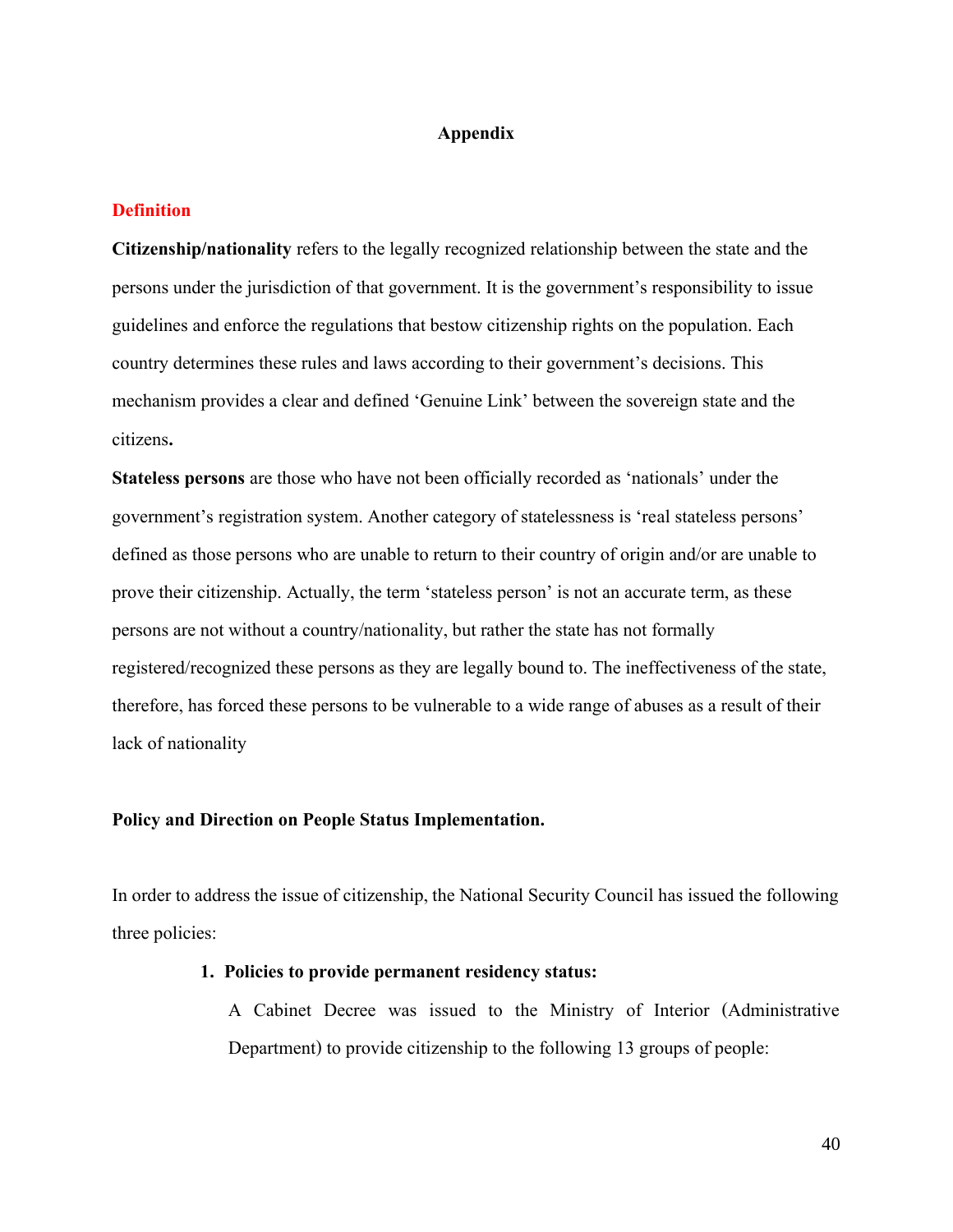# Appendix

## Definition

**Citizenship/nationality** refers to the legally recognized relationship between the state and the persons under the jurisdiction of that government. It is the government's responsibility to issue guidelines and enforce the regulations that bestow citizenship rights on the population. Each country determines these rules and laws according to their government's decisions. This mechanism provides a clear and defined 'Genuine Link' between the sovereign state and the citizens**.**

**Stateless persons** are those who have not been officially recorded as 'nationals' under the government's registration system. Another category of statelessness is 'real stateless persons' defined as those persons who are unable to return to their country of origin and/or are unable to prove their citizenship. Actually, the term 'stateless person' is not an accurate term, as these persons are not without a country/nationality, but rather the state has not formally registered/recognized these persons as they are legally bound to. The ineffectiveness of the state, therefore, has forced these persons to be vulnerable to a wide range of abuses as a result of their lack of nationality

**Policy and Direction on People Status Implementation.**

In order to address the issue of citizenship, the National Security Council has issued the following three policies:

1. **Policies to provide permanent residency status:**

   A Cabinet Decree was issued to the Ministry of Interior (Administrative Department) to provide citizenship to the following 13 groups of people: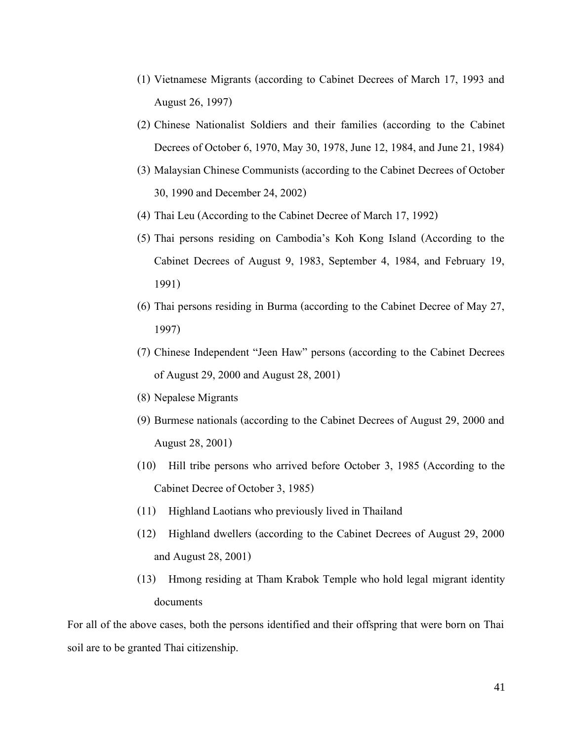(1) Vietnamese Migrants (according to Cabinet Decrees of March 17, 1993 and August 26, 1997)

(2) Chinese Nationalist Soldiers and their families (according to the Cabinet Decrees of October 6, 1970, May 30, 1978, June 12, 1984, and June 21, 1984)

(3) Malaysian Chinese Communists (according to the Cabinet Decrees of October 30, 1990 and December 24, 2002)

(4) Thai Leu (According to the Cabinet Decree of March 17, 1992)

(5) Thai persons residing on Cambodia's Koh Kong Island (According to the Cabinet Decrees of August 9, 1983, September 4, 1984, and February 19, 1991)

(6) Thai persons residing in Burma (according to the Cabinet Decree of May 27, 1997)

(7) Chinese Independent "Jeen Haw" persons (according to the Cabinet Decrees of August 29, 2000 and August 28, 2001)

(8) Nepalese Migrants

(9) Burmese nationals (according to the Cabinet Decrees of August 29, 2000 and August 28, 2001)

(10) Hill tribe persons who arrived before October 3, 1985 (According to the Cabinet Decree of October 3, 1985)

(11) Highland Laotians who previously lived in Thailand

(12) Highland dwellers (according to the Cabinet Decrees of August 29, 2000 and August 28, 2001)

(13) Hmong residing at Tham Krabok Temple who hold legal migrant identity documents

For all of the above cases, both the persons identified and their offspring that were born on Thai soil are to be granted Thai citizenship.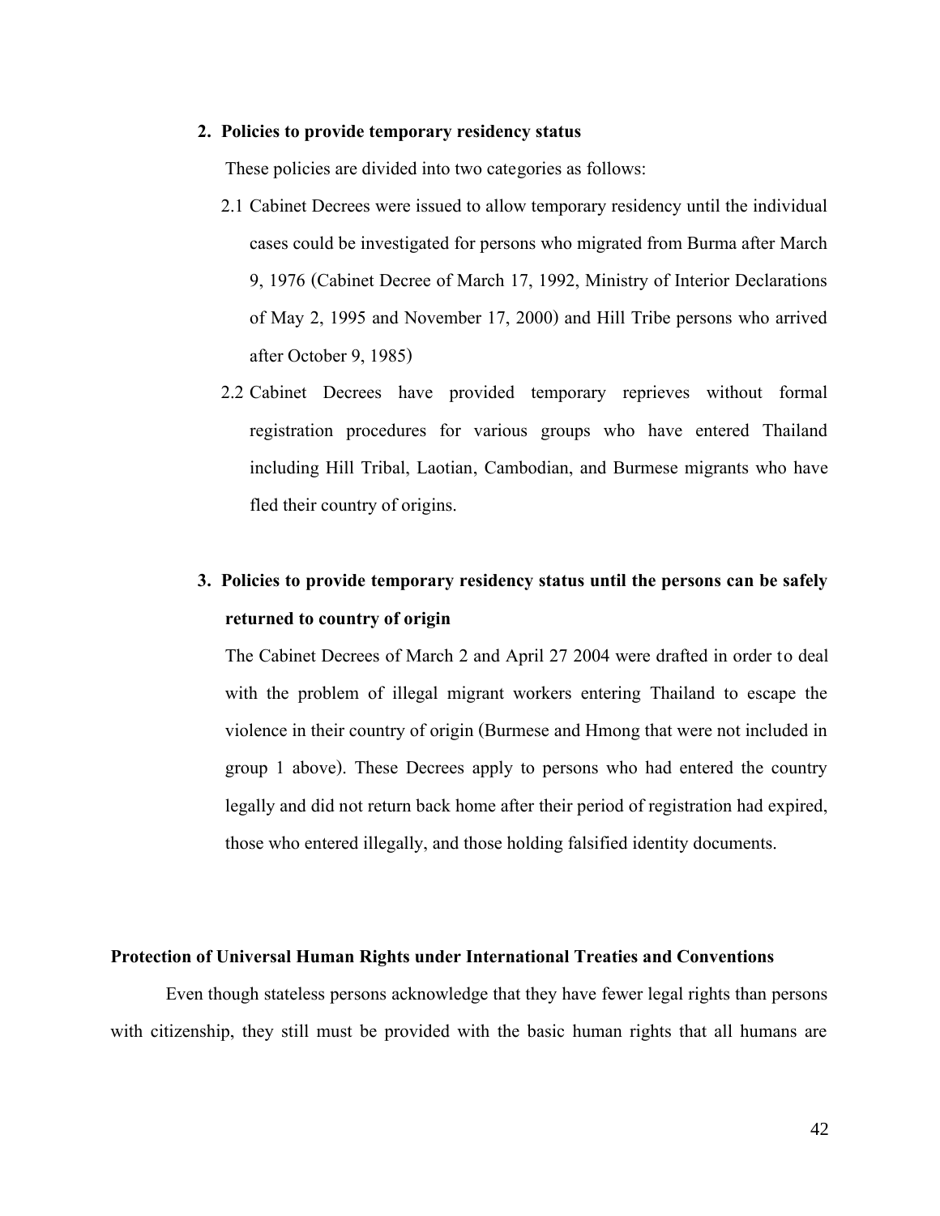2. **Policies to provide temporary residency status**

   These policies are divided into two categories as follows:

   2.1 Cabinet Decrees were issued to allow temporary residency until the individual cases could be investigated for persons who migrated from Burma after March 9, 1976 (Cabinet Decree of March 17, 1992, Ministry of Interior Declarations of May 2, 1995 and November 17, 2000) and Hill Tribe persons who arrived after October 9, 1985)

   2.2 Cabinet Decrees have provided temporary reprieves without formal registration procedures for various groups who have entered Thailand including Hill Tribal, Laotian, Cambodian, and Burmese migrants who have fled their country of origins.

3. **Policies to provide temporary residency status until the persons can be safely returned to country of origin**

   The Cabinet Decrees of March 2 and April 27 2004 were drafted in order to deal with the problem of illegal migrant workers entering Thailand to escape the violence in their country of origin (Burmese and Hmong that were not included in group 1 above). These Decrees apply to persons who had entered the country legally and did not return back home after their period of registration had expired, those who entered illegally, and those holding falsified identity documents.

**Protection of Universal Human Rights under International Treaties and Conventions**

Even though stateless persons acknowledge that they have fewer legal rights than persons with citizenship, they still must be provided with the basic human rights that all humans are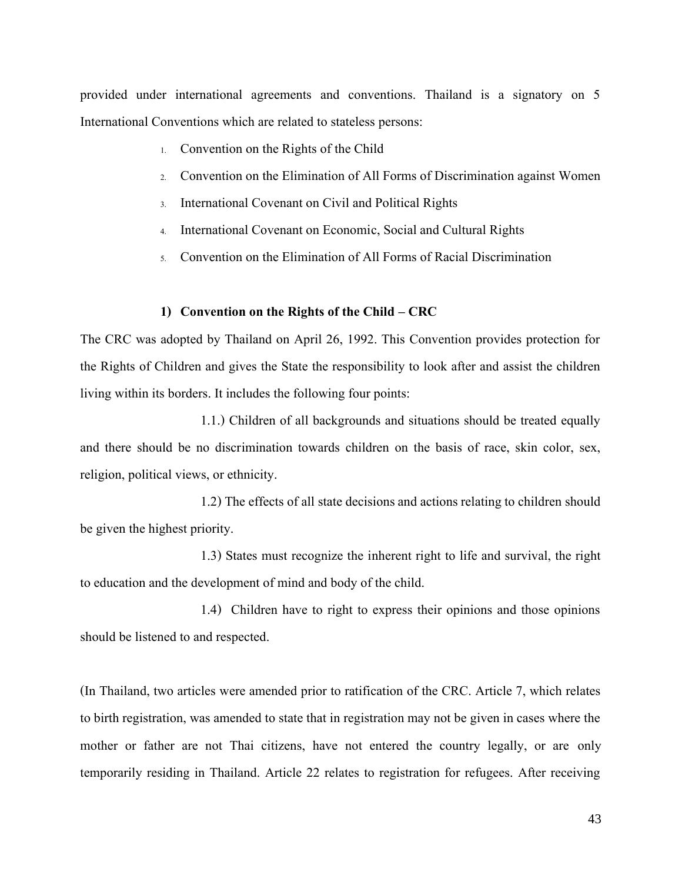provided under international agreements and conventions. Thailand is a signatory on 5 International Conventions which are related to stateless persons:

1. Convention on the Rights of the Child
2. Convention on the Elimination of All Forms of Discrimination against Women
3. International Covenant on Civil and Political Rights
4. International Covenant on Economic, Social and Cultural Rights
5. Convention on the Elimination of All Forms of Racial Discrimination

**1) Convention on the Rights of the Child – CRC**

The CRC was adopted by Thailand on April 26, 1992. This Convention provides protection for the Rights of Children and gives the State the responsibility to look after and assist the children living within its borders. It includes the following four points:

1.1.) Children of all backgrounds and situations should be treated equally and there should be no discrimination towards children on the basis of race, skin color, sex, religion, political views, or ethnicity.

1.2) The effects of all state decisions and actions relating to children should be given the highest priority.

1.3) States must recognize the inherent right to life and survival, the right to education and the development of mind and body of the child.

1.4) Children have to right to express their opinions and those opinions should be listened to and respected.

(In Thailand, two articles were amended prior to ratification of the CRC. Article 7, which relates to birth registration, was amended to state that in registration may not be given in cases where the mother or father are not Thai citizens, have not entered the country legally, or are only temporarily residing in Thailand. Article 22 relates to registration for refugees. After receiving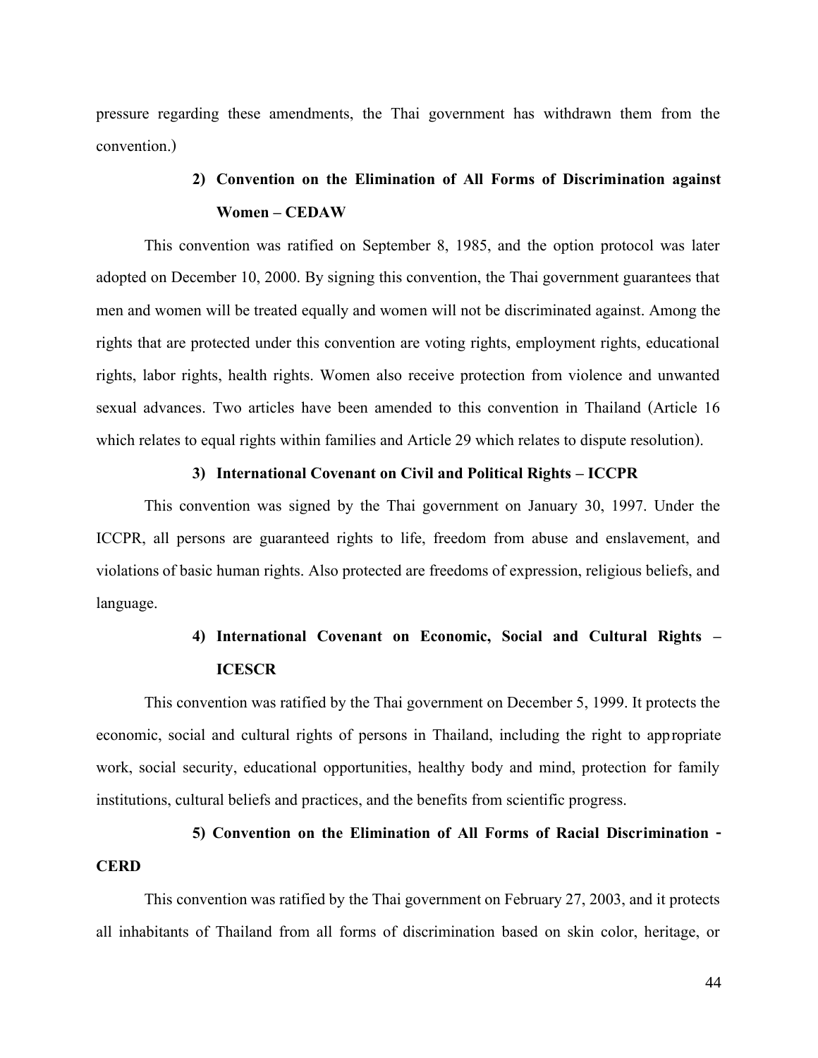pressure regarding these amendments, the Thai government has withdrawn them from the convention.)

**2) Convention on the Elimination of All Forms of Discrimination against Women – CEDAW**

This convention was ratified on September 8, 1985, and the option protocol was later adopted on December 10, 2000. By signing this convention, the Thai government guarantees that men and women will be treated equally and women will not be discriminated against. Among the rights that are protected under this convention are voting rights, employment rights, educational rights, labor rights, health rights. Women also receive protection from violence and unwanted sexual advances. Two articles have been amended to this convention in Thailand (Article 16 which relates to equal rights within families and Article 29 which relates to dispute resolution).

**3) International Covenant on Civil and Political Rights – ICCPR**

This convention was signed by the Thai government on January 30, 1997. Under the ICCPR, all persons are guaranteed rights to life, freedom from abuse and enslavement, and violations of basic human rights. Also protected are freedoms of expression, religious beliefs, and language.

**4) International Covenant on Economic, Social and Cultural Rights – ICESCR**

This convention was ratified by the Thai government on December 5, 1999. It protects the economic, social and cultural rights of persons in Thailand, including the right to appropriate work, social security, educational opportunities, healthy body and mind, protection for family institutions, cultural beliefs and practices, and the benefits from scientific progress.

**5) Convention on the Elimination of All Forms of Racial Discrimination - CERD**

This convention was ratified by the Thai government on February 27, 2003, and it protects all inhabitants of Thailand from all forms of discrimination based on skin color, heritage, or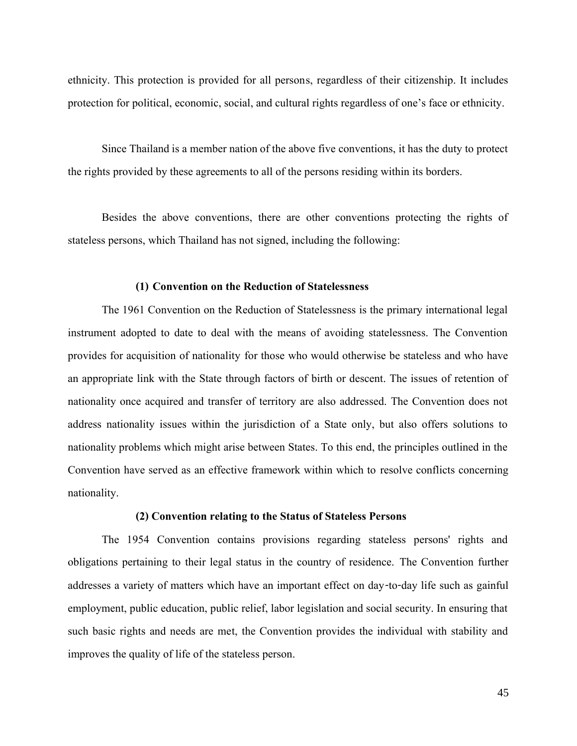ethnicity. This protection is provided for all persons, regardless of their citizenship. It includes protection for political, economic, social, and cultural rights regardless of one's face or ethnicity.

Since Thailand is a member nation of the above five conventions, it has the duty to protect the rights provided by these agreements to all of the persons residing within its borders.

Besides the above conventions, there are other conventions protecting the rights of stateless persons, which Thailand has not signed, including the following:

**(1) Convention on the Reduction of Statelessness**

The 1961 Convention on the Reduction of Statelessness is the primary international legal instrument adopted to date to deal with the means of avoiding statelessness. The Convention provides for acquisition of nationality for those who would otherwise be stateless and who have an appropriate link with the State through factors of birth or descent. The issues of retention of nationality once acquired and transfer of territory are also addressed. The Convention does not address nationality issues within the jurisdiction of a State only, but also offers solutions to nationality problems which might arise between States. To this end, the principles outlined in the Convention have served as an effective framework within which to resolve conflicts concerning nationality.

**(2) Convention relating to the Status of Stateless Persons**

The 1954 Convention contains provisions regarding stateless persons' rights and obligations pertaining to their legal status in the country of residence. The Convention further addresses a variety of matters which have an important effect on day-to-day life such as gainful employment, public education, public relief, labor legislation and social security. In ensuring that such basic rights and needs are met, the Convention provides the individual with stability and improves the quality of life of the stateless person.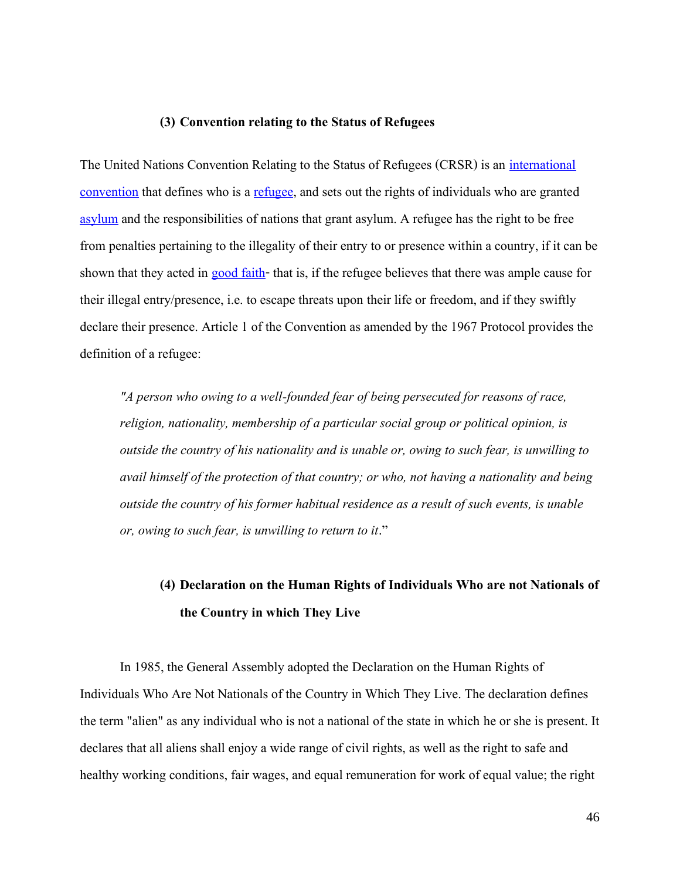### (3) Convention relating to the Status of Refugees

The United Nations Convention Relating to the Status of Refugees (CRSR) is an international convention that defines who is a refugee, and sets out the rights of individuals who are granted asylum and the responsibilities of nations that grant asylum. A refugee has the right to be free from penalties pertaining to the illegality of their entry to or presence within a country, if it can be shown that they acted in good faith- that is, if the refugee believes that there was ample cause for their illegal entry/presence, i.e. to escape threats upon their life or freedom, and if they swiftly declare their presence. Article 1 of the Convention as amended by the 1967 Protocol provides the definition of a refugee:

> *"A person who owing to a well-founded fear of being persecuted for reasons of race, religion, nationality, membership of a particular social group or political opinion, is outside the country of his nationality and is unable or, owing to such fear, is unwilling to avail himself of the protection of that country; or who, not having a nationality and being outside the country of his former habitual residence as a result of such events, is unable or, owing to such fear, is unwilling to return to it*."

### (4) Declaration on the Human Rights of Individuals Who are not Nationals of the Country in which They Live

In 1985, the General Assembly adopted the Declaration on the Human Rights of Individuals Who Are Not Nationals of the Country in Which They Live. The declaration defines the term "alien" as any individual who is not a national of the state in which he or she is present. It declares that all aliens shall enjoy a wide range of civil rights, as well as the right to safe and healthy working conditions, fair wages, and equal remuneration for work of equal value; the right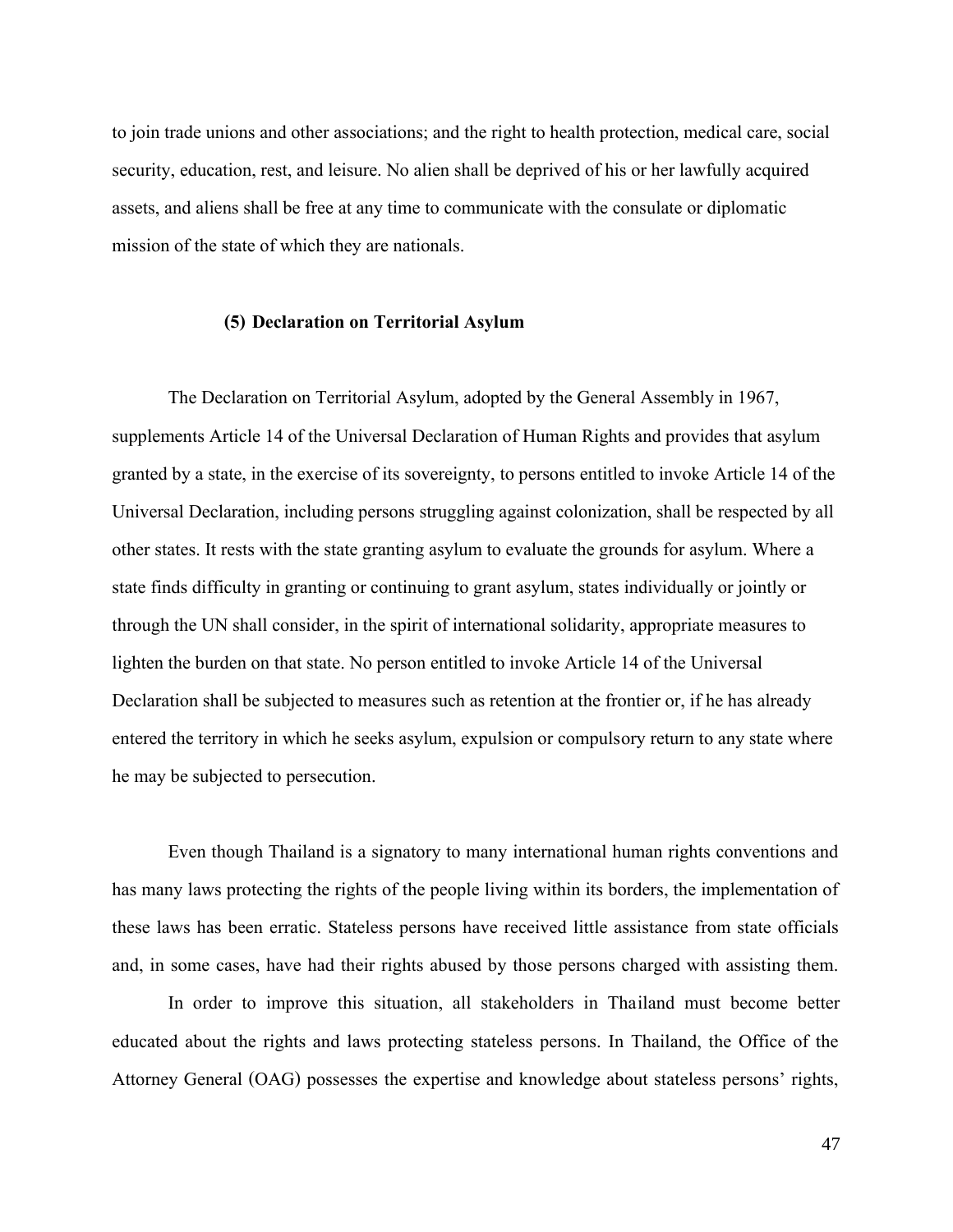to join trade unions and other associations; and the right to health protection, medical care, social security, education, rest, and leisure. No alien shall be deprived of his or her lawfully acquired assets, and aliens shall be free at any time to communicate with the consulate or diplomatic mission of the state of which they are nationals.

#### (5) Declaration on Territorial Asylum

The Declaration on Territorial Asylum, adopted by the General Assembly in 1967, supplements Article 14 of the Universal Declaration of Human Rights and provides that asylum granted by a state, in the exercise of its sovereignty, to persons entitled to invoke Article 14 of the Universal Declaration, including persons struggling against colonization, shall be respected by all other states. It rests with the state granting asylum to evaluate the grounds for asylum. Where a state finds difficulty in granting or continuing to grant asylum, states individually or jointly or through the UN shall consider, in the spirit of international solidarity, appropriate measures to lighten the burden on that state. No person entitled to invoke Article 14 of the Universal Declaration shall be subjected to measures such as retention at the frontier or, if he has already entered the territory in which he seeks asylum, expulsion or compulsory return to any state where he may be subjected to persecution.

Even though Thailand is a signatory to many international human rights conventions and has many laws protecting the rights of the people living within its borders, the implementation of these laws has been erratic. Stateless persons have received little assistance from state officials and, in some cases, have had their rights abused by those persons charged with assisting them.

In order to improve this situation, all stakeholders in Thailand must become better educated about the rights and laws protecting stateless persons. In Thailand, the Office of the Attorney General (OAG) possesses the expertise and knowledge about stateless persons' rights,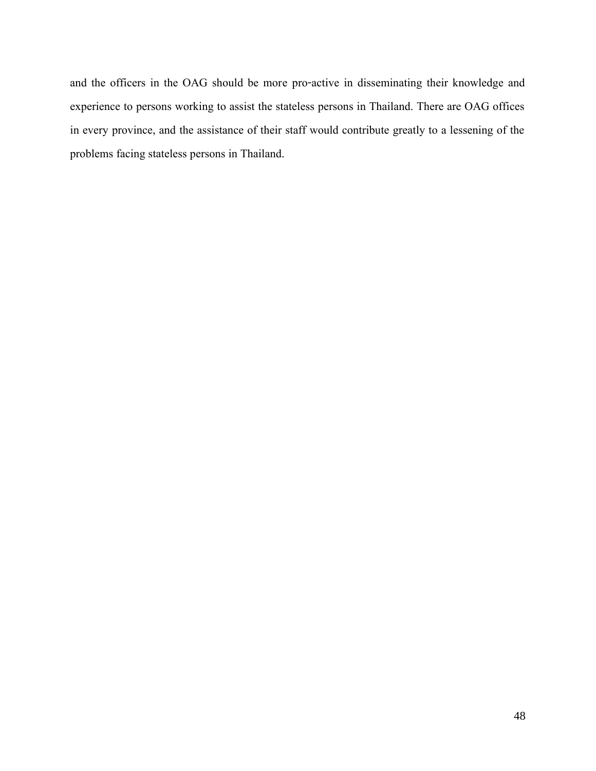and the officers in the OAG should be more pro-active in disseminating their knowledge and experience to persons working to assist the stateless persons in Thailand. There are OAG offices in every province, and the assistance of their staff would contribute greatly to a lessening of the problems facing stateless persons in Thailand.